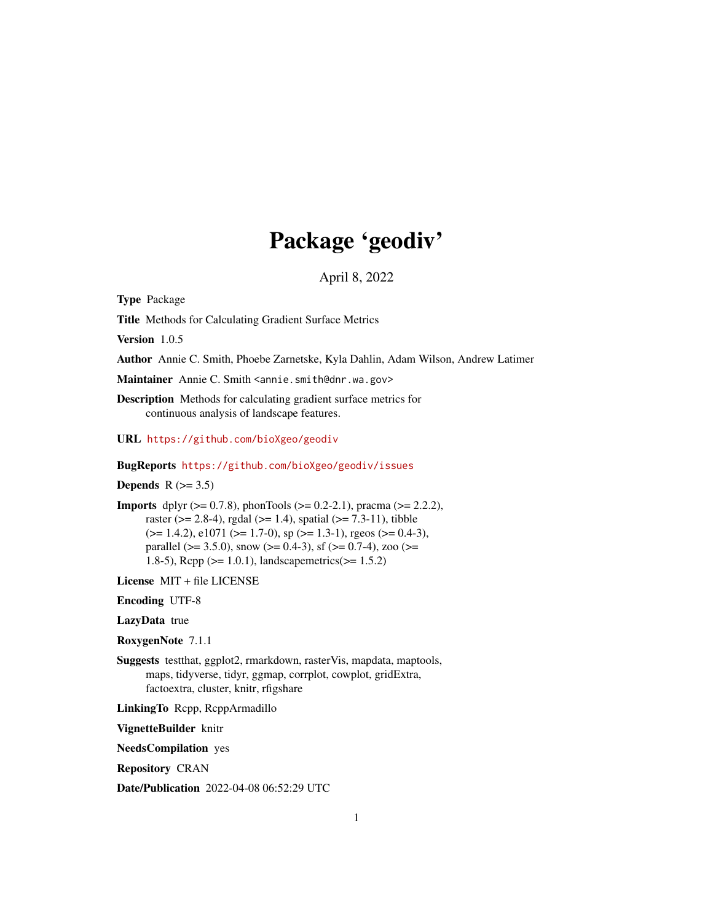# Package 'geodiv'

April 8, 2022

**Type** Package

**Title** Methods for Calculating Gradient Surface Metrics

**Version** 1.0.5

**Author** Annie C. Smith, Phoebe Zarnetske, Kyla Dahlin, Adam Wilson, Andrew Latimer

**Maintainer** Annie C. Smith <annie.smith@dnr.wa.gov>

**Description** Methods for calculating gradient surface metrics for continuous analysis of landscape features.

**URL** https://github.com/bioXgeo/geodiv

**BugReports** https://github.com/bioXgeo/geodiv/issues

**Depends** R (>= 3.5)

**Imports** dplyr (>= 0.7.8), phonTools (>= 0.2-2.1), pracma (>= 2.2.2), raster (>= 2.8-4), rgdal (>= 1.4), spatial (>= 7.3-11), tibble (>= 1.4.2), e1071 (>= 1.7-0), sp (>= 1.3-1), rgeos (>= 0.4-3), parallel (>= 3.5.0), snow (>= 0.4-3), sf (>= 0.7-4), zoo (>= 1.8-5), Rcpp (>= 1.0.1), landscapemetrics(>= 1.5.2)

**License** MIT + file LICENSE

**Encoding** UTF-8

**LazyData** true

**RoxygenNote** 7.1.1

**Suggests** testthat, ggplot2, rmarkdown, rasterVis, mapdata, maptools, maps, tidyverse, tidyr, ggmap, corrplot, cowplot, gridExtra, factoextra, cluster, knitr, rfigshare

**LinkingTo** Rcpp, RcppArmadillo

**VignetteBuilder** knitr

**NeedsCompilation** yes

**Repository** CRAN

**Date/Publication** 2022-04-08 06:52:29 UTC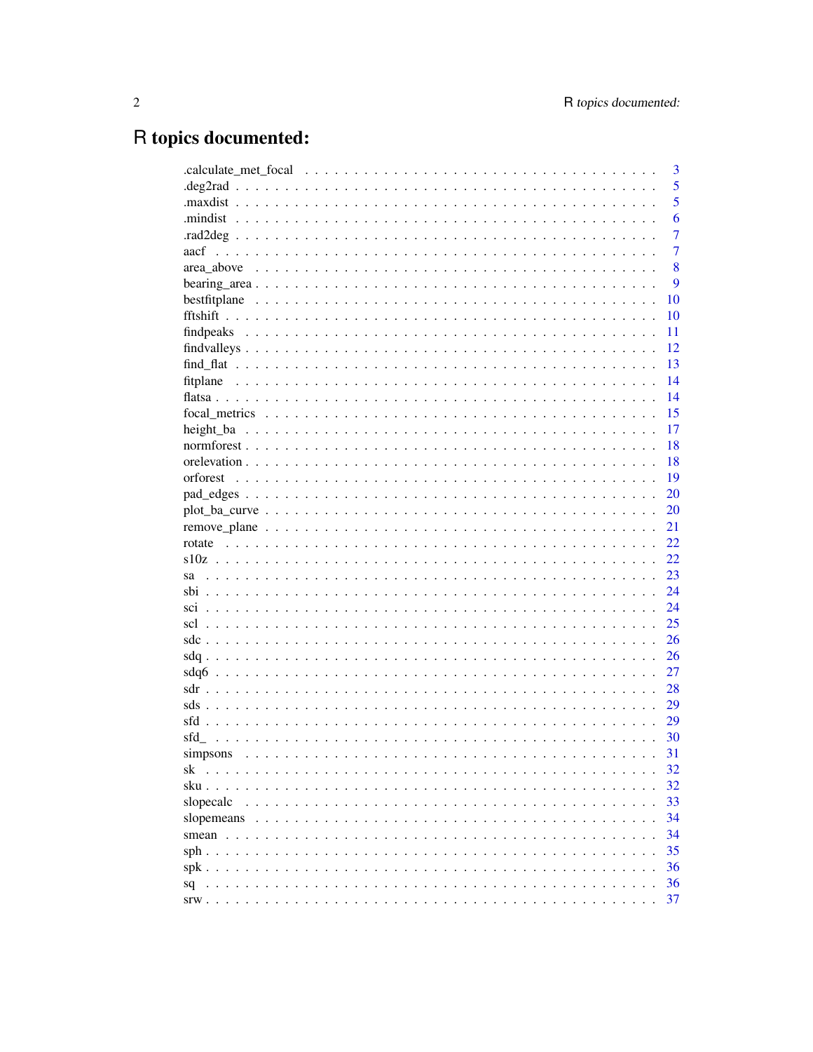# R topics documented:

.calculate_met_focal . . . . . . . . . . . . . . . . . . . . . . . . . . . . . . . . . . . 3
.deg2rad . . . . . . . . . . . . . . . . . . . . . . . . . . . . . . . . . . . . . . . . . 5
.maxdist . . . . . . . . . . . . . . . . . . . . . . . . . . . . . . . . . . . . . . . . . 5
.mindist . . . . . . . . . . . . . . . . . . . . . . . . . . . . . . . . . . . . . . . . . 6
.rad2deg . . . . . . . . . . . . . . . . . . . . . . . . . . . . . . . . . . . . . . . . . 7
aacf . . . . . . . . . . . . . . . . . . . . . . . . . . . . . . . . . . . . . . . . . . . 7
area_above . . . . . . . . . . . . . . . . . . . . . . . . . . . . . . . . . . . . . . . 8
bearing_area . . . . . . . . . . . . . . . . . . . . . . . . . . . . . . . . . . . . . . 9
bestfitplane . . . . . . . . . . . . . . . . . . . . . . . . . . . . . . . . . . . . . . 10
fftshift . . . . . . . . . . . . . . . . . . . . . . . . . . . . . . . . . . . . . . . . . 10
findpeaks . . . . . . . . . . . . . . . . . . . . . . . . . . . . . . . . . . . . . . . 11
findvalleys . . . . . . . . . . . . . . . . . . . . . . . . . . . . . . . . . . . . . . 12
find_flat . . . . . . . . . . . . . . . . . . . . . . . . . . . . . . . . . . . . . . . . 13
fitplane . . . . . . . . . . . . . . . . . . . . . . . . . . . . . . . . . . . . . . . . 14
flatsa . . . . . . . . . . . . . . . . . . . . . . . . . . . . . . . . . . . . . . . . . 14
focal_metrics . . . . . . . . . . . . . . . . . . . . . . . . . . . . . . . . . . . . . 15
height_ba . . . . . . . . . . . . . . . . . . . . . . . . . . . . . . . . . . . . . . . 17
normforest . . . . . . . . . . . . . . . . . . . . . . . . . . . . . . . . . . . . . . 18
orelevation . . . . . . . . . . . . . . . . . . . . . . . . . . . . . . . . . . . . . . 18
orforest . . . . . . . . . . . . . . . . . . . . . . . . . . . . . . . . . . . . . . . . 19
pad_edges . . . . . . . . . . . . . . . . . . . . . . . . . . . . . . . . . . . . . . . 20
plot_ba_curve . . . . . . . . . . . . . . . . . . . . . . . . . . . . . . . . . . . . . 20
remove_plane . . . . . . . . . . . . . . . . . . . . . . . . . . . . . . . . . . . . . 21
rotate . . . . . . . . . . . . . . . . . . . . . . . . . . . . . . . . . . . . . . . . . 22
s10z . . . . . . . . . . . . . . . . . . . . . . . . . . . . . . . . . . . . . . . . . . 22
sa . . . . . . . . . . . . . . . . . . . . . . . . . . . . . . . . . . . . . . . . . . . 23
sbi . . . . . . . . . . . . . . . . . . . . . . . . . . . . . . . . . . . . . . . . . . . 24
sci . . . . . . . . . . . . . . . . . . . . . . . . . . . . . . . . . . . . . . . . . . . 24
scl . . . . . . . . . . . . . . . . . . . . . . . . . . . . . . . . . . . . . . . . . . . 25
sdc . . . . . . . . . . . . . . . . . . . . . . . . . . . . . . . . . . . . . . . . . . . 26
sdq . . . . . . . . . . . . . . . . . . . . . . . . . . . . . . . . . . . . . . . . . . . 26
sdq6 . . . . . . . . . . . . . . . . . . . . . . . . . . . . . . . . . . . . . . . . . . 27
sdr . . . . . . . . . . . . . . . . . . . . . . . . . . . . . . . . . . . . . . . . . . . 28
sds . . . . . . . . . . . . . . . . . . . . . . . . . . . . . . . . . . . . . . . . . . . 29
sfd . . . . . . . . . . . . . . . . . . . . . . . . . . . . . . . . . . . . . . . . . . . 29
sfd_ . . . . . . . . . . . . . . . . . . . . . . . . . . . . . . . . . . . . . . . . . . 30
simpsons . . . . . . . . . . . . . . . . . . . . . . . . . . . . . . . . . . . . . . . 31
sk . . . . . . . . . . . . . . . . . . . . . . . . . . . . . . . . . . . . . . . . . . . 32
sku . . . . . . . . . . . . . . . . . . . . . . . . . . . . . . . . . . . . . . . . . . . 32
slopecalc . . . . . . . . . . . . . . . . . . . . . . . . . . . . . . . . . . . . . . . 33
slopemeans . . . . . . . . . . . . . . . . . . . . . . . . . . . . . . . . . . . . . . 34
smean . . . . . . . . . . . . . . . . . . . . . . . . . . . . . . . . . . . . . . . . . 34
sph . . . . . . . . . . . . . . . . . . . . . . . . . . . . . . . . . . . . . . . . . . . 35
spk . . . . . . . . . . . . . . . . . . . . . . . . . . . . . . . . . . . . . . . . . . . 36
sq . . . . . . . . . . . . . . . . . . . . . . . . . . . . . . . . . . . . . . . . . . . 36
srw . . . . . . . . . . . . . . . . . . . . . . . . . . . . . . . . . . . . . . . . . . . 37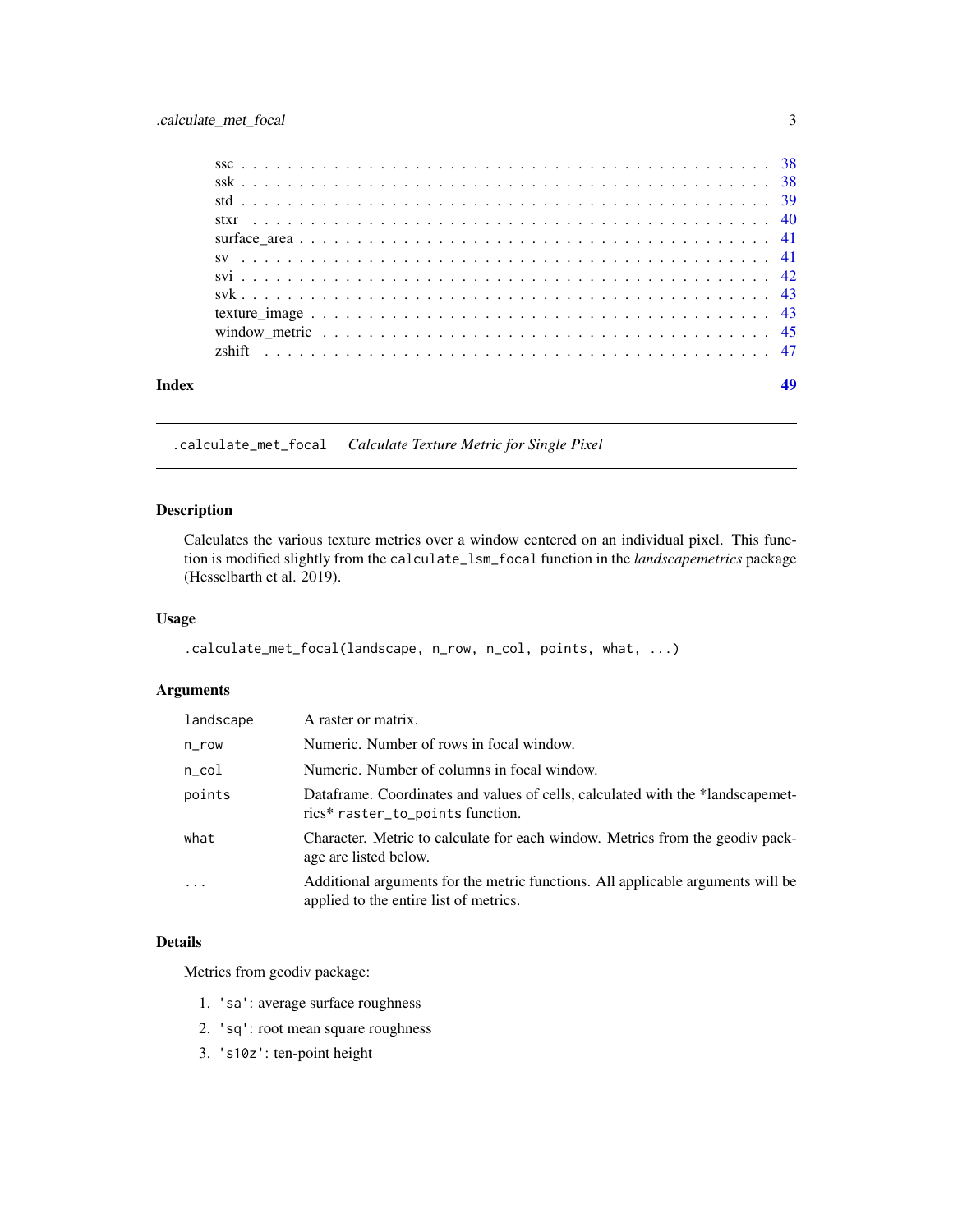ssc . . . . . . . . . . . . . . . . . . . . . . . . . . . . . . . . . . . . . . . . . . 38
ssk . . . . . . . . . . . . . . . . . . . . . . . . . . . . . . . . . . . . . . . . . . 38
std . . . . . . . . . . . . . . . . . . . . . . . . . . . . . . . . . . . . . . . . . . 39
stxr . . . . . . . . . . . . . . . . . . . . . . . . . . . . . . . . . . . . . . . . . . 40
surface_area . . . . . . . . . . . . . . . . . . . . . . . . . . . . . . . . . . . . . . 41
sv . . . . . . . . . . . . . . . . . . . . . . . . . . . . . . . . . . . . . . . . . . . 41
svi . . . . . . . . . . . . . . . . . . . . . . . . . . . . . . . . . . . . . . . . . . 42
svk . . . . . . . . . . . . . . . . . . . . . . . . . . . . . . . . . . . . . . . . . . 43
texture_image . . . . . . . . . . . . . . . . . . . . . . . . . . . . . . . . . . . . . 43
window_metric . . . . . . . . . . . . . . . . . . . . . . . . . . . . . . . . . . . . . 45
zshift . . . . . . . . . . . . . . . . . . . . . . . . . . . . . . . . . . . . . . . . . 47

**Index** 49

## .calculate_met_focal    *Calculate Texture Metric for Single Pixel*

### Description

Calculates the various texture metrics over a window centered on an individual pixel. This function is modified slightly from the `calculate_lsm_focal` function in the *landscapemetrics* package (Hesselbarth et al. 2019).

### Usage

```
.calculate_met_focal(landscape, n_row, n_col, points, what, ...)
```

### Arguments

| | |
|---|---|
| `landscape` | A raster or matrix. |
| `n_row` | Numeric. Number of rows in focal window. |
| `n_col` | Numeric. Number of columns in focal window. |
| `points` | Dataframe. Coordinates and values of cells, calculated with the *landscapemetrics* `raster_to_points` function. |
| `what` | Character. Metric to calculate for each window. Metrics from the geodiv package are listed below. |
| `...` | Additional arguments for the metric functions. All applicable arguments will be applied to the entire list of metrics. |

### Details

Metrics from geodiv package:

1. `'sa'`: average surface roughness
2. `'sq'`: root mean square roughness
3. `'s10z'`: ten-point height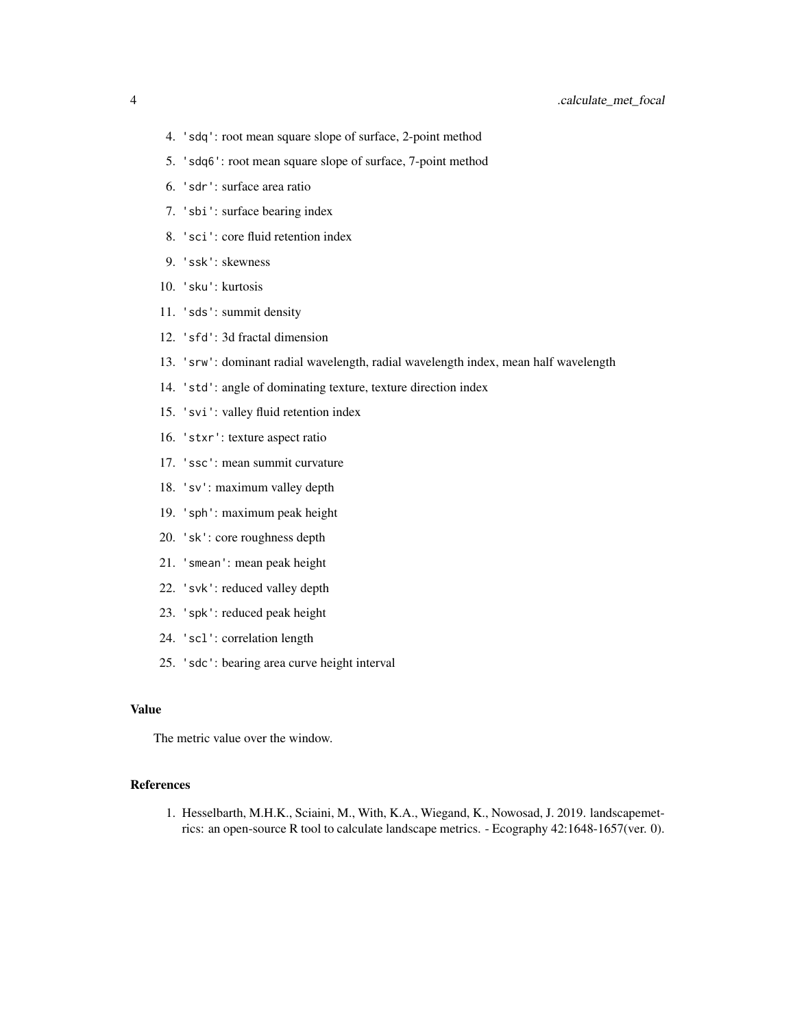4. `'sdq'`: root mean square slope of surface, 2-point method
5. `'sdq6'`: root mean square slope of surface, 7-point method
6. `'sdr'`: surface area ratio
7. `'sbi'`: surface bearing index
8. `'sci'`: core fluid retention index
9. `'ssk'`: skewness
10. `'sku'`: kurtosis
11. `'sds'`: summit density
12. `'sfd'`: 3d fractal dimension
13. `'srw'`: dominant radial wavelength, radial wavelength index, mean half wavelength
14. `'std'`: angle of dominating texture, texture direction index
15. `'svi'`: valley fluid retention index
16. `'stxr'`: texture aspect ratio
17. `'ssc'`: mean summit curvature
18. `'sv'`: maximum valley depth
19. `'sph'`: maximum peak height
20. `'sk'`: core roughness depth
21. `'smean'`: mean peak height
22. `'svk'`: reduced valley depth
23. `'spk'`: reduced peak height
24. `'scl'`: correlation length
25. `'sdc'`: bearing area curve height interval

### Value

The metric value over the window.

### References

1. Hesselbarth, M.H.K., Sciaini, M., With, K.A., Wiegand, K., Nowosad, J. 2019. landscapemetrics: an open-source R tool to calculate landscape metrics. - Ecography 42:1648-1657(ver. 0).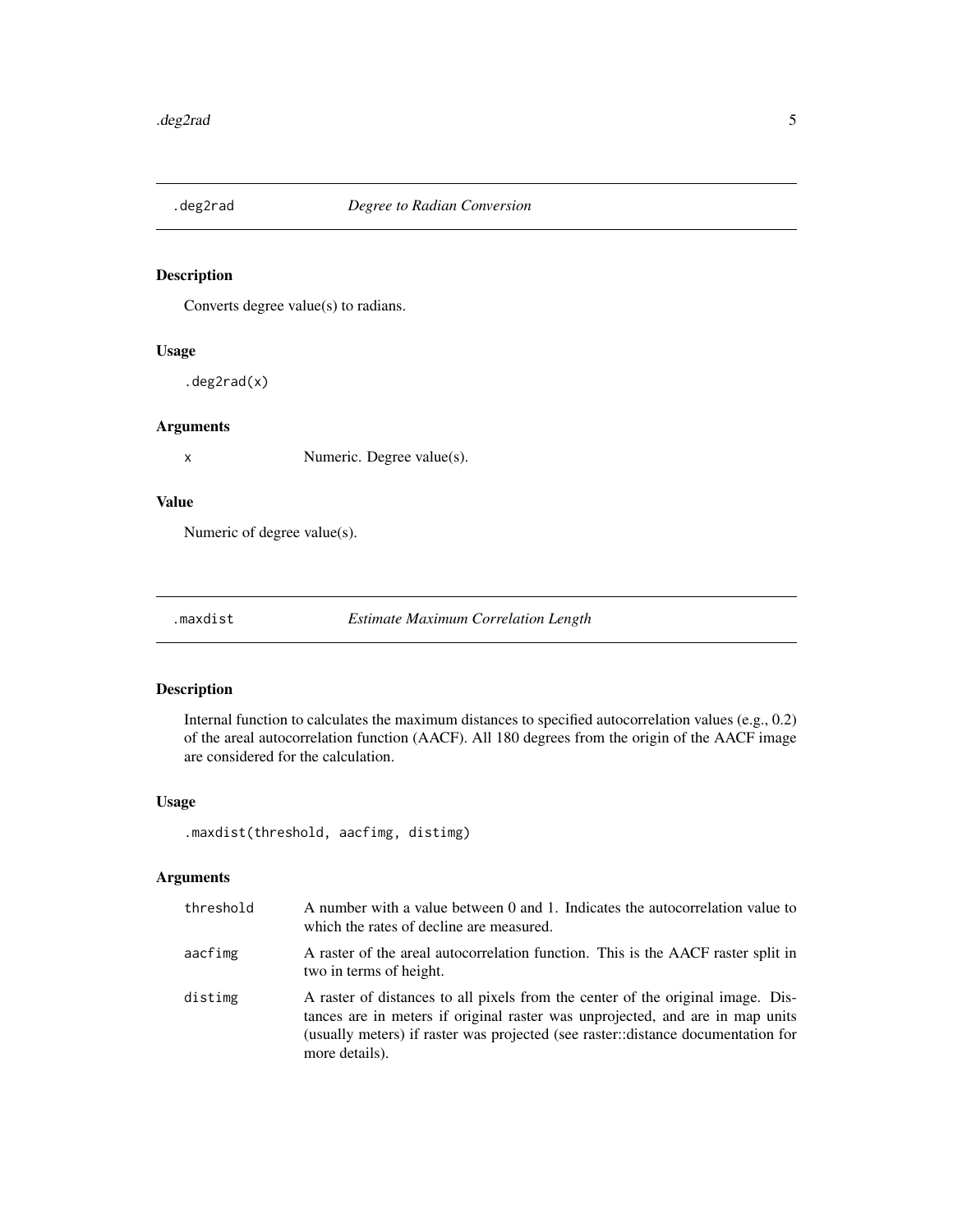## .deg2rad *Degree to Radian Conversion*

### Description

Converts degree value(s) to radians.

### Usage

```
.deg2rad(x)
```

### Arguments

| | |
|---|---|
| x | Numeric. Degree value(s). |

### Value

Numeric of degree value(s).

## .maxdist *Estimate Maximum Correlation Length*

### Description

Internal function to calculates the maximum distances to specified autocorrelation values (e.g., 0.2) of the areal autocorrelation function (AACF). All 180 degrees from the origin of the AACF image are considered for the calculation.

### Usage

```
.maxdist(threshold, aacfimg, distimg)
```

### Arguments

| | |
|---|---|
| threshold | A number with a value between 0 and 1. Indicates the autocorrelation value to which the rates of decline are measured. |
| aacfimg | A raster of the areal autocorrelation function. This is the AACF raster split in two in terms of height. |
| distimg | A raster of distances to all pixels from the center of the original image. Distances are in meters if original raster was unprojected, and are in map units (usually meters) if raster was projected (see raster::distance documentation for more details). |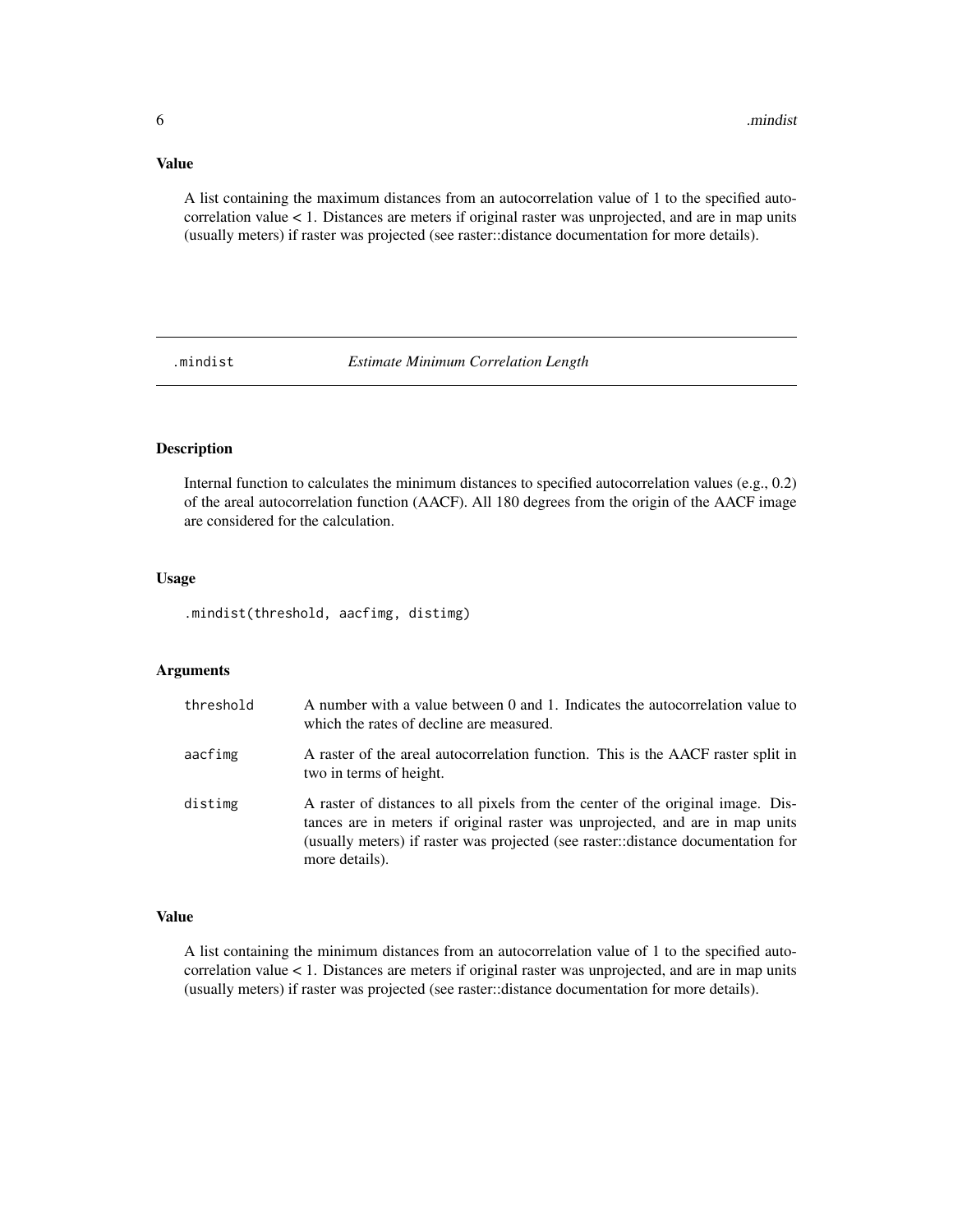## Value

A list containing the maximum distances from an autocorrelation value of 1 to the specified autocorrelation value < 1. Distances are meters if original raster was unprojected, and are in map units (usually meters) if raster was projected (see raster::distance documentation for more details).

---

# .mindist *Estimate Minimum Correlation Length*

---

## Description

Internal function to calculates the minimum distances to specified autocorrelation values (e.g., 0.2) of the areal autocorrelation function (AACF). All 180 degrees from the origin of the AACF image are considered for the calculation.

## Usage

```
.mindist(threshold, aacfimg, distimg)
```

## Arguments

| | |
|---|---|
| threshold | A number with a value between 0 and 1. Indicates the autocorrelation value to which the rates of decline are measured. |
| aacfimg | A raster of the areal autocorrelation function. This is the AACF raster split in two in terms of height. |
| distimg | A raster of distances to all pixels from the center of the original image. Distances are in meters if original raster was unprojected, and are in map units (usually meters) if raster was projected (see raster::distance documentation for more details). |

## Value

A list containing the minimum distances from an autocorrelation value of 1 to the specified autocorrelation value < 1. Distances are meters if original raster was unprojected, and are in map units (usually meters) if raster was projected (see raster::distance documentation for more details).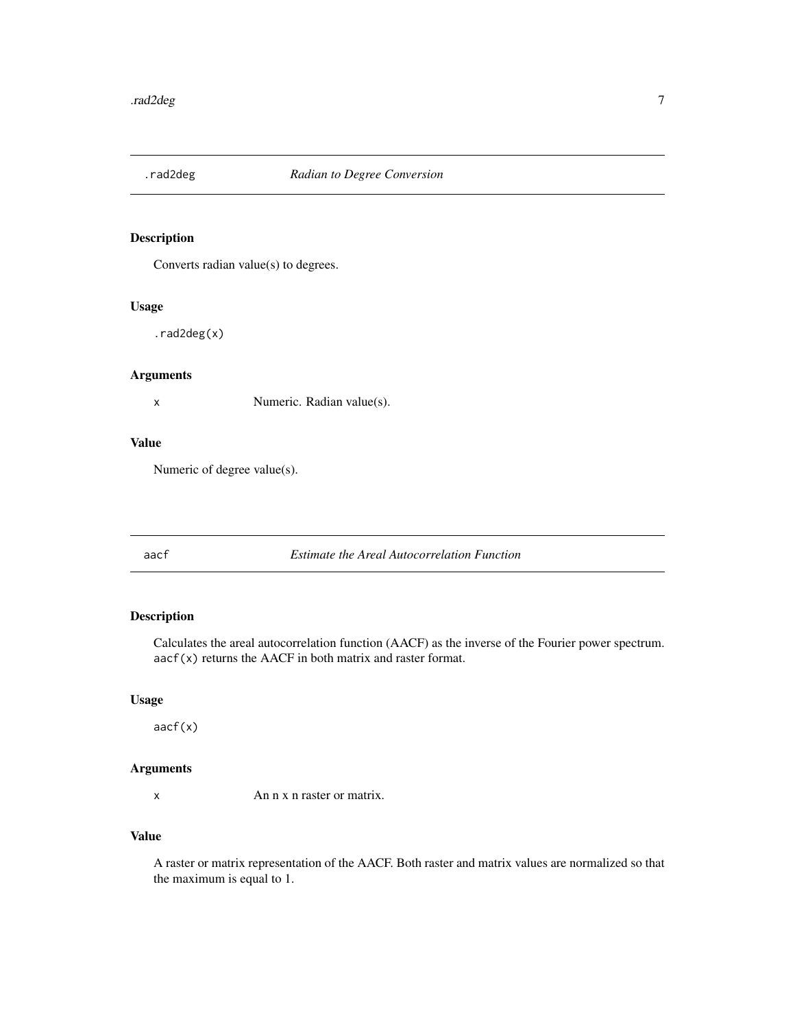## .rad2deg *Radian to Degree Conversion*

### Description

Converts radian value(s) to degrees.

### Usage

```
.rad2deg(x)
```

### Arguments

| | |
|---|---|
| `x` | Numeric. Radian value(s). |

### Value

Numeric of degree value(s).

## aacf *Estimate the Areal Autocorrelation Function*

### Description

Calculates the areal autocorrelation function (AACF) as the inverse of the Fourier power spectrum. `aacf(x)` returns the AACF in both matrix and raster format.

### Usage

```
aacf(x)
```

### Arguments

| | |
|---|---|
| `x` | An n x n raster or matrix. |

### Value

A raster or matrix representation of the AACF. Both raster and matrix values are normalized so that the maximum is equal to 1.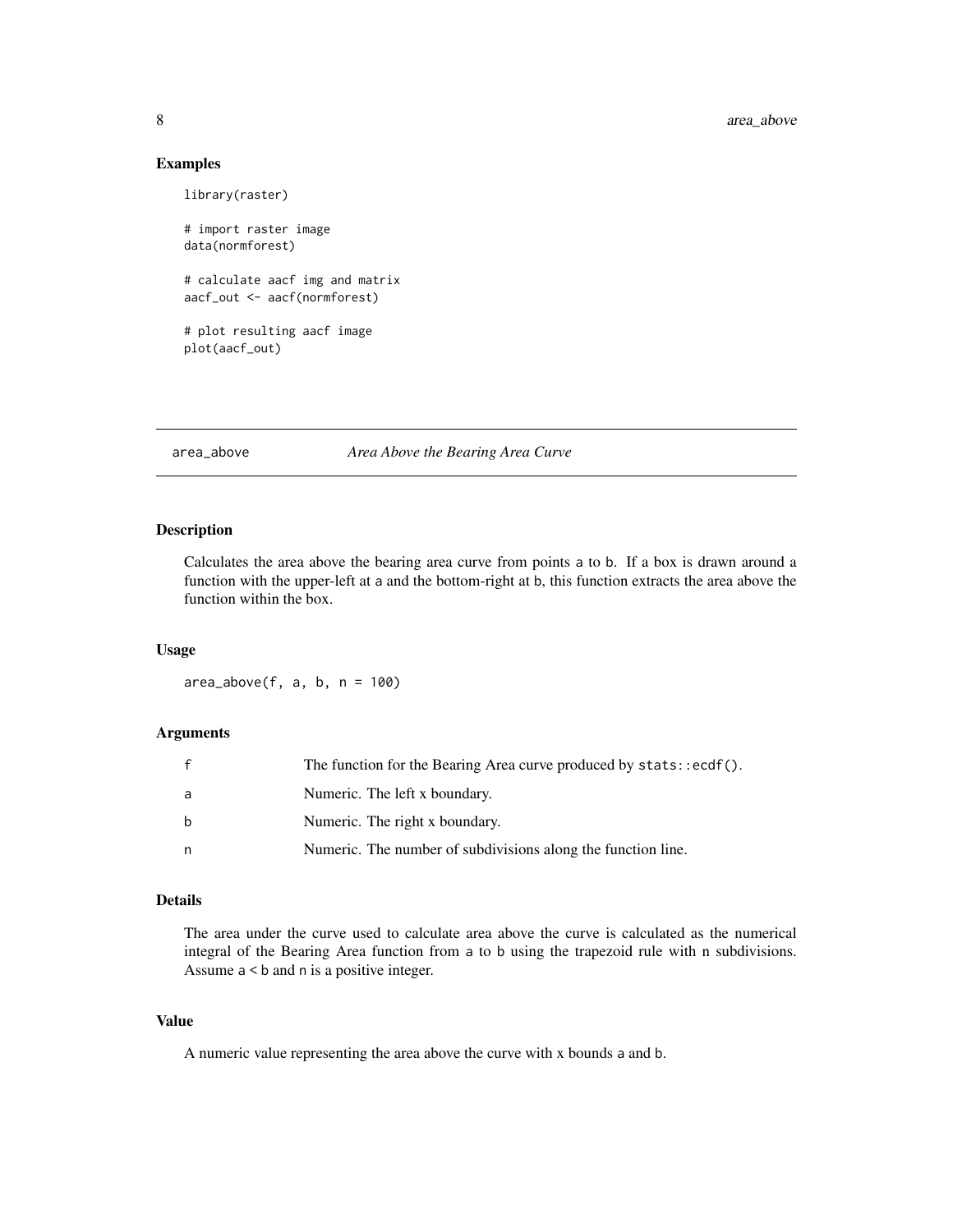## Examples

```
library(raster)

# import raster image
data(normforest)

# calculate aacf img and matrix
aacf_out <- aacf(normforest)

# plot resulting aacf image
plot(aacf_out)
```

---

## area_above — *Area Above the Bearing Area Curve*

---

### Description

Calculates the area above the bearing area curve from points a to b. If a box is drawn around a function with the upper-left at a and the bottom-right at b, this function extracts the area above the function within the box.

### Usage

```
area_above(f, a, b, n = 100)
```

### Arguments

| | |
|---|---|
| f | The function for the Bearing Area curve produced by `stats::ecdf()`. |
| a | Numeric. The left x boundary. |
| b | Numeric. The right x boundary. |
| n | Numeric. The number of subdivisions along the function line. |

### Details

The area under the curve used to calculate area above the curve is calculated as the numerical integral of the Bearing Area function from a to b using the trapezoid rule with n subdivisions. Assume a < b and n is a positive integer.

### Value

A numeric value representing the area above the curve with x bounds a and b.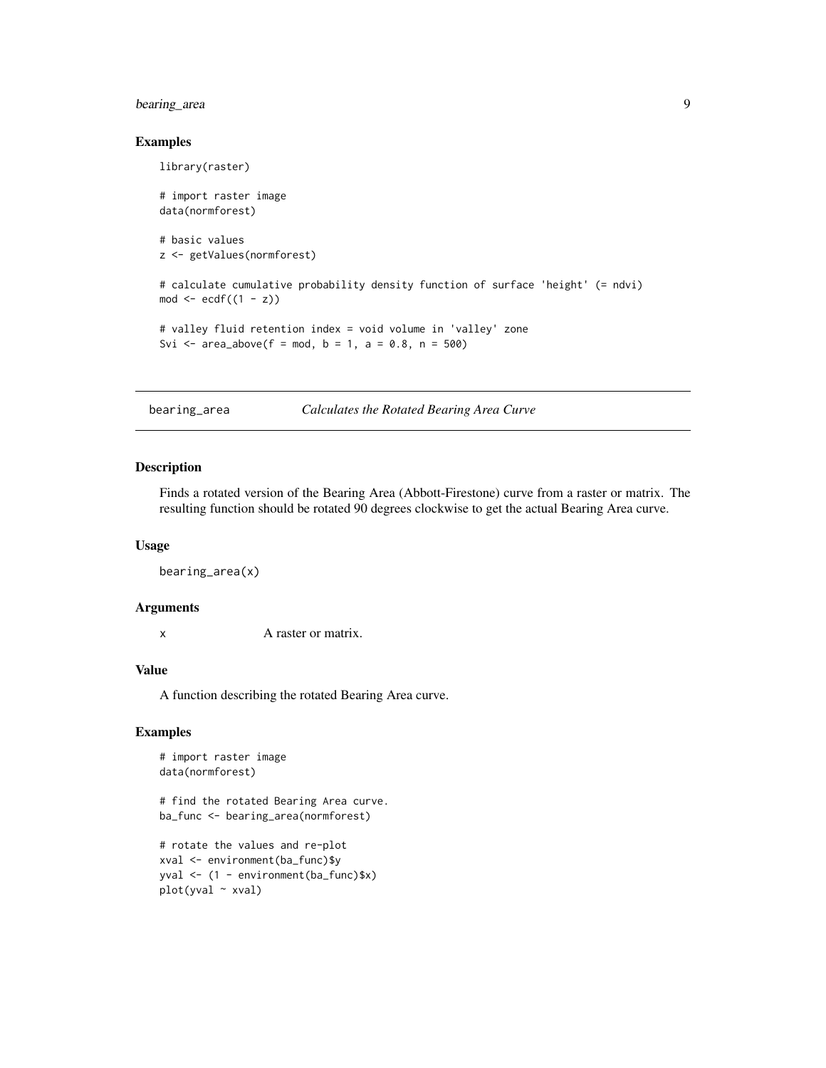## Examples

```
library(raster)

# import raster image
data(normforest)

# basic values
z <- getValues(normforest)

# calculate cumulative probability density function of surface 'height' (= ndvi)
mod <- ecdf((1 - z))

# valley fluid retention index = void volume in 'valley' zone
Svi <- area_above(f = mod, b = 1, a = 0.8, n = 500)
```

---

# bearing_area — *Calculates the Rotated Bearing Area Curve*

## Description

Finds a rotated version of the Bearing Area (Abbott-Firestone) curve from a raster or matrix. The resulting function should be rotated 90 degrees clockwise to get the actual Bearing Area curve.

## Usage

```
bearing_area(x)
```

## Arguments

| | |
|---|---|
| x | A raster or matrix. |

## Value

A function describing the rotated Bearing Area curve.

## Examples

```
# import raster image
data(normforest)

# find the rotated Bearing Area curve.
ba_func <- bearing_area(normforest)

# rotate the values and re-plot
xval <- environment(ba_func)$y
yval <- (1 - environment(ba_func)$x)
plot(yval ~ xval)
```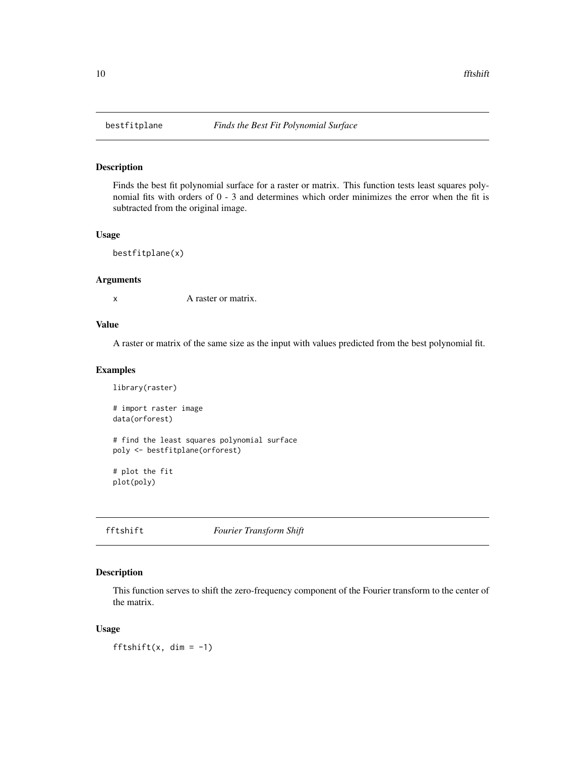## bestfitplane *Finds the Best Fit Polynomial Surface*

### Description

Finds the best fit polynomial surface for a raster or matrix. This function tests least squares polynomial fits with orders of 0 - 3 and determines which order minimizes the error when the fit is subtracted from the original image.

### Usage

```
bestfitplane(x)
```

### Arguments

x    A raster or matrix.

### Value

A raster or matrix of the same size as the input with values predicted from the best polynomial fit.

### Examples

```
library(raster)

# import raster image
data(orforest)

# find the least squares polynomial surface
poly <- bestfitplane(orforest)

# plot the fit
plot(poly)
```

## fftshift *Fourier Transform Shift*

### Description

This function serves to shift the zero-frequency component of the Fourier transform to the center of the matrix.

### Usage

```
fftshift(x, dim = -1)
```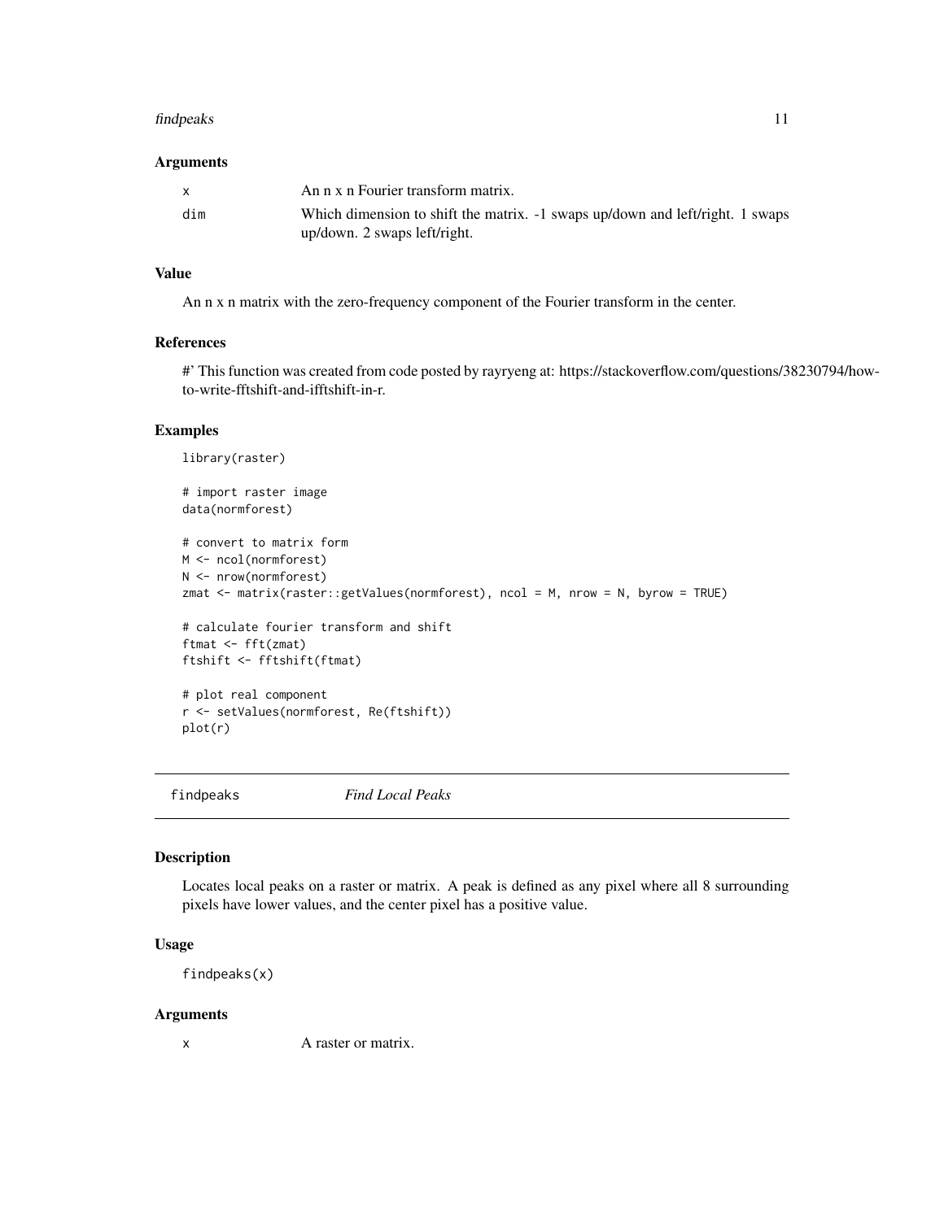### Arguments

| | |
|---|---|
| x | An n x n Fourier transform matrix. |
| dim | Which dimension to shift the matrix. -1 swaps up/down and left/right. 1 swaps up/down. 2 swaps left/right. |

### Value

An n x n matrix with the zero-frequency component of the Fourier transform in the center.

### References

#' This function was created from code posted by rayryeng at: https://stackoverflow.com/questions/38230794/how-to-write-fftshift-and-ifftshift-in-r.

### Examples

```
library(raster)

# import raster image
data(normforest)

# convert to matrix form
M <- ncol(normforest)
N <- nrow(normforest)
zmat <- matrix(raster::getValues(normforest), ncol = M, nrow = N, byrow = TRUE)

# calculate fourier transform and shift
ftmat <- fft(zmat)
ftshift <- fftshift(ftmat)

# plot real component
r <- setValues(normforest, Re(ftshift))
plot(r)
```

---

## findpeaks *Find Local Peaks*

### Description

Locates local peaks on a raster or matrix. A peak is defined as any pixel where all 8 surrounding pixels have lower values, and the center pixel has a positive value.

### Usage

```
findpeaks(x)
```

### Arguments

| | |
|---|---|
| x | A raster or matrix. |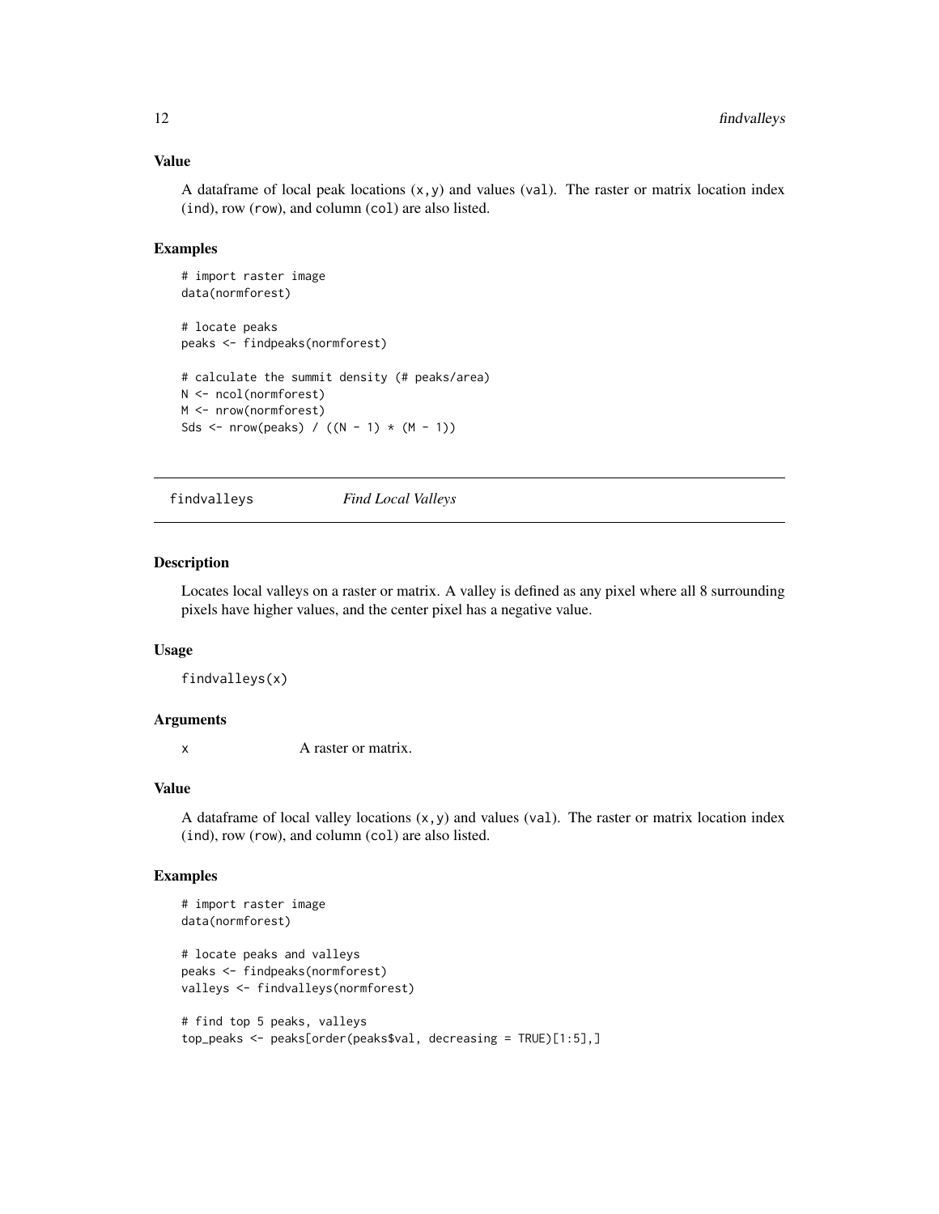### Value

A dataframe of local peak locations (x,y) and values (val). The raster or matrix location index (ind), row (row), and column (col) are also listed.

### Examples

```
# import raster image
data(normforest)

# locate peaks
peaks <- findpeaks(normforest)

# calculate the summit density (# peaks/area)
N <- ncol(normforest)
M <- nrow(normforest)
Sds <- nrow(peaks) / ((N - 1) * (M - 1))
```

---

## findvalleys *Find Local Valleys*

---

### Description

Locates local valleys on a raster or matrix. A valley is defined as any pixel where all 8 surrounding pixels have higher values, and the center pixel has a negative value.

### Usage

```
findvalleys(x)
```

### Arguments

| | |
|---|---|
| x | A raster or matrix. |

### Value

A dataframe of local valley locations (x,y) and values (val). The raster or matrix location index (ind), row (row), and column (col) are also listed.

### Examples

```
# import raster image
data(normforest)

# locate peaks and valleys
peaks <- findpeaks(normforest)
valleys <- findvalleys(normforest)

# find top 5 peaks, valleys
top_peaks <- peaks[order(peaks$val, decreasing = TRUE)[1:5],]
```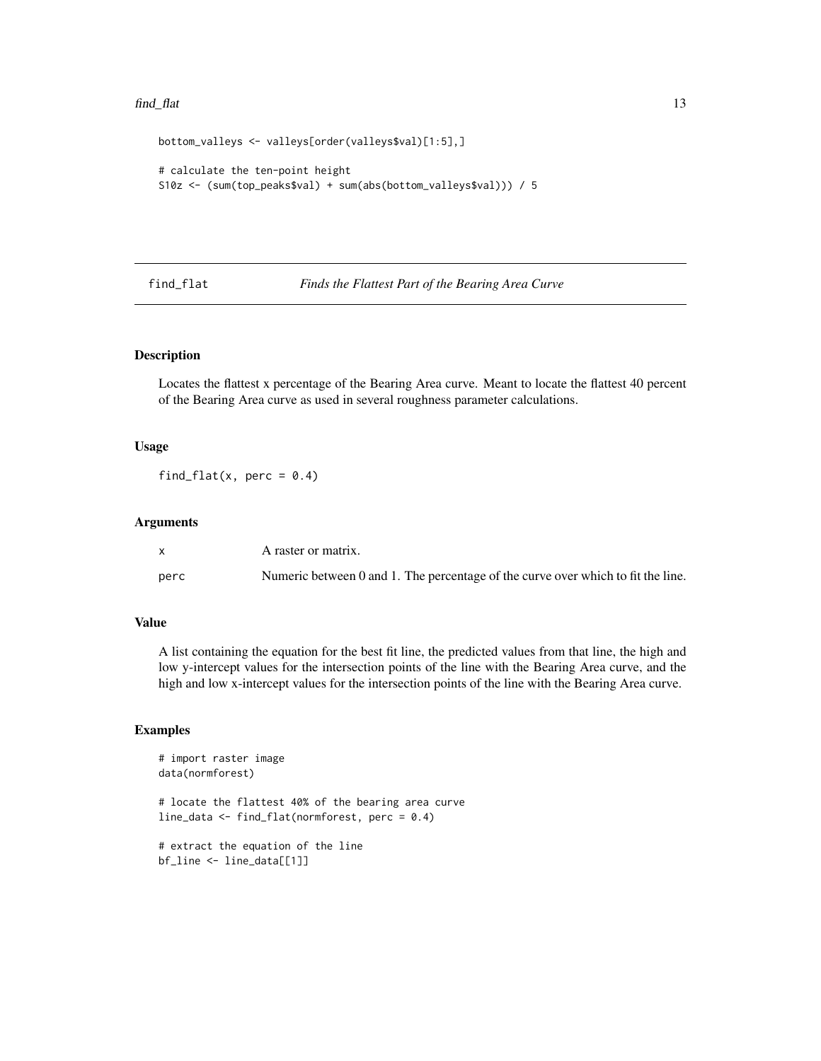```
bottom_valleys <- valleys[order(valleys$val)[1:5],]

# calculate the ten-point height
S10z <- (sum(top_peaks$val) + sum(abs(bottom_valleys$val))) / 5
```

## find_flat — *Finds the Flattest Part of the Bearing Area Curve*

### Description

Locates the flattest x percentage of the Bearing Area curve. Meant to locate the flattest 40 percent of the Bearing Area curve as used in several roughness parameter calculations.

### Usage

```
find_flat(x, perc = 0.4)
```

### Arguments

| | |
|---|---|
| x | A raster or matrix. |
| perc | Numeric between 0 and 1. The percentage of the curve over which to fit the line. |

### Value

A list containing the equation for the best fit line, the predicted values from that line, the high and low y-intercept values for the intersection points of the line with the Bearing Area curve, and the high and low x-intercept values for the intersection points of the line with the Bearing Area curve.

### Examples

```
# import raster image
data(normforest)

# locate the flattest 40% of the bearing area curve
line_data <- find_flat(normforest, perc = 0.4)

# extract the equation of the line
bf_line <- line_data[[1]]
```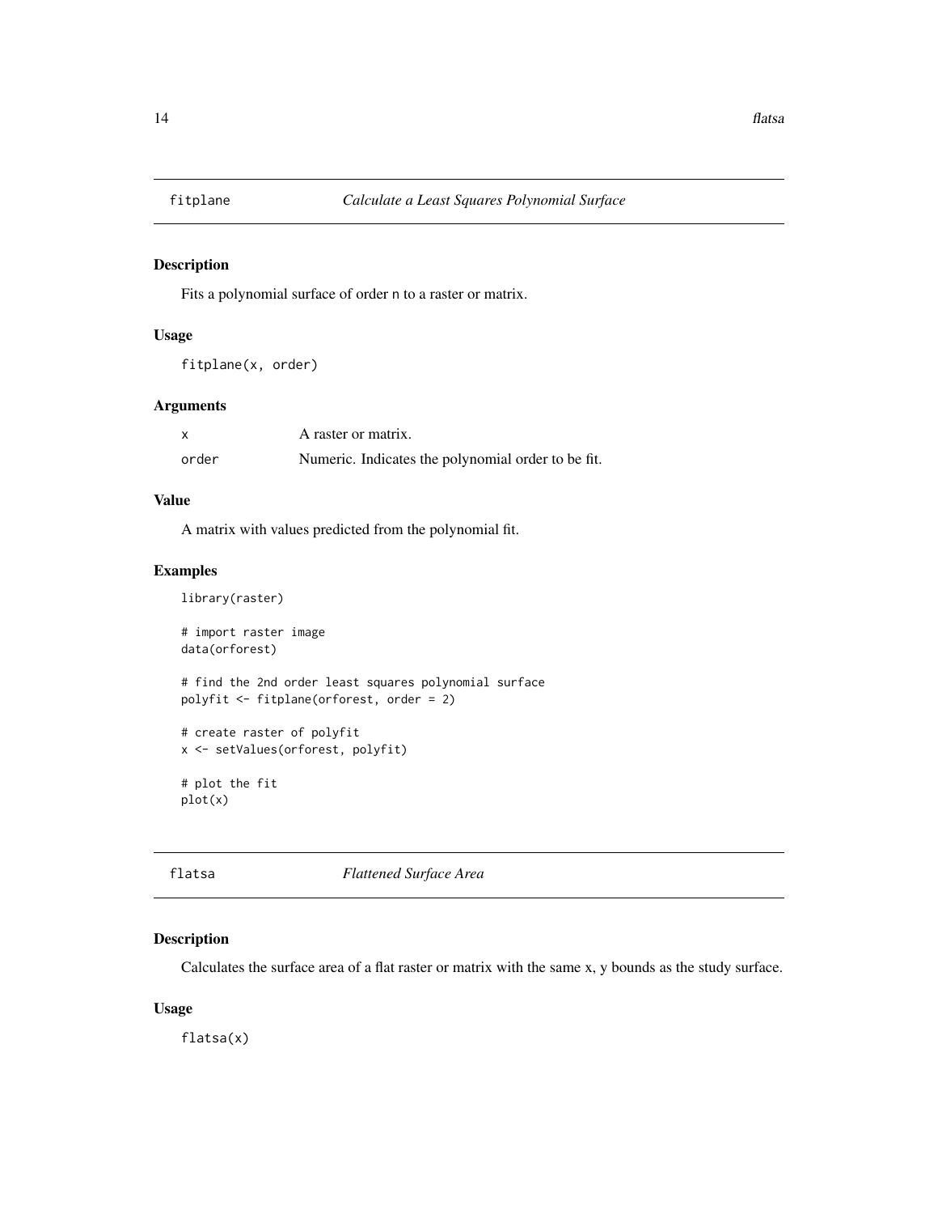## fitplane *Calculate a Least Squares Polynomial Surface*

### Description

Fits a polynomial surface of order n to a raster or matrix.

### Usage

```
fitplane(x, order)
```

### Arguments

| | |
|---|---|
| x | A raster or matrix. |
| order | Numeric. Indicates the polynomial order to be fit. |

### Value

A matrix with values predicted from the polynomial fit.

### Examples

```
library(raster)

# import raster image
data(orforest)

# find the 2nd order least squares polynomial surface
polyfit <- fitplane(orforest, order = 2)

# create raster of polyfit
x <- setValues(orforest, polyfit)

# plot the fit
plot(x)
```

## flatsa *Flattened Surface Area*

### Description

Calculates the surface area of a flat raster or matrix with the same x, y bounds as the study surface.

### Usage

```
flatsa(x)
```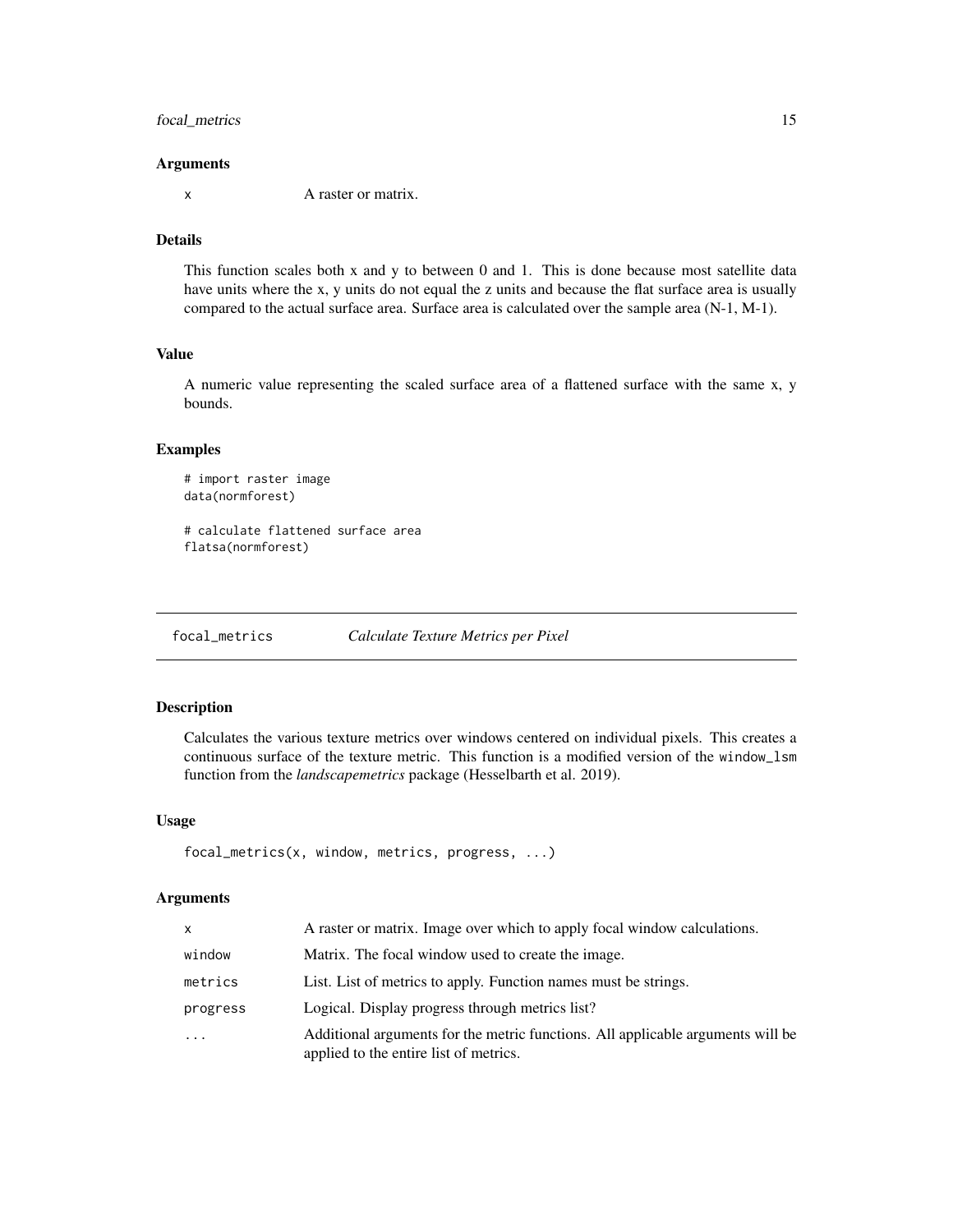### Arguments

| | |
|---|---|
| x | A raster or matrix. |

### Details

This function scales both x and y to between 0 and 1. This is done because most satellite data have units where the x, y units do not equal the z units and because the flat surface area is usually compared to the actual surface area. Surface area is calculated over the sample area (N-1, M-1).

### Value

A numeric value representing the scaled surface area of a flattened surface with the same x, y bounds.

### Examples

```
# import raster image
data(normforest)

# calculate flattened surface area
flatsa(normforest)
```

---

## focal_metrics *Calculate Texture Metrics per Pixel*

---

### Description

Calculates the various texture metrics over windows centered on individual pixels. This creates a continuous surface of the texture metric. This function is a modified version of the `window_lsm` function from the *landscapemetrics* package (Hesselbarth et al. 2019).

### Usage

```
focal_metrics(x, window, metrics, progress, ...)
```

### Arguments

| | |
|---|---|
| x | A raster or matrix. Image over which to apply focal window calculations. |
| window | Matrix. The focal window used to create the image. |
| metrics | List. List of metrics to apply. Function names must be strings. |
| progress | Logical. Display progress through metrics list? |
| ... | Additional arguments for the metric functions. All applicable arguments will be applied to the entire list of metrics. |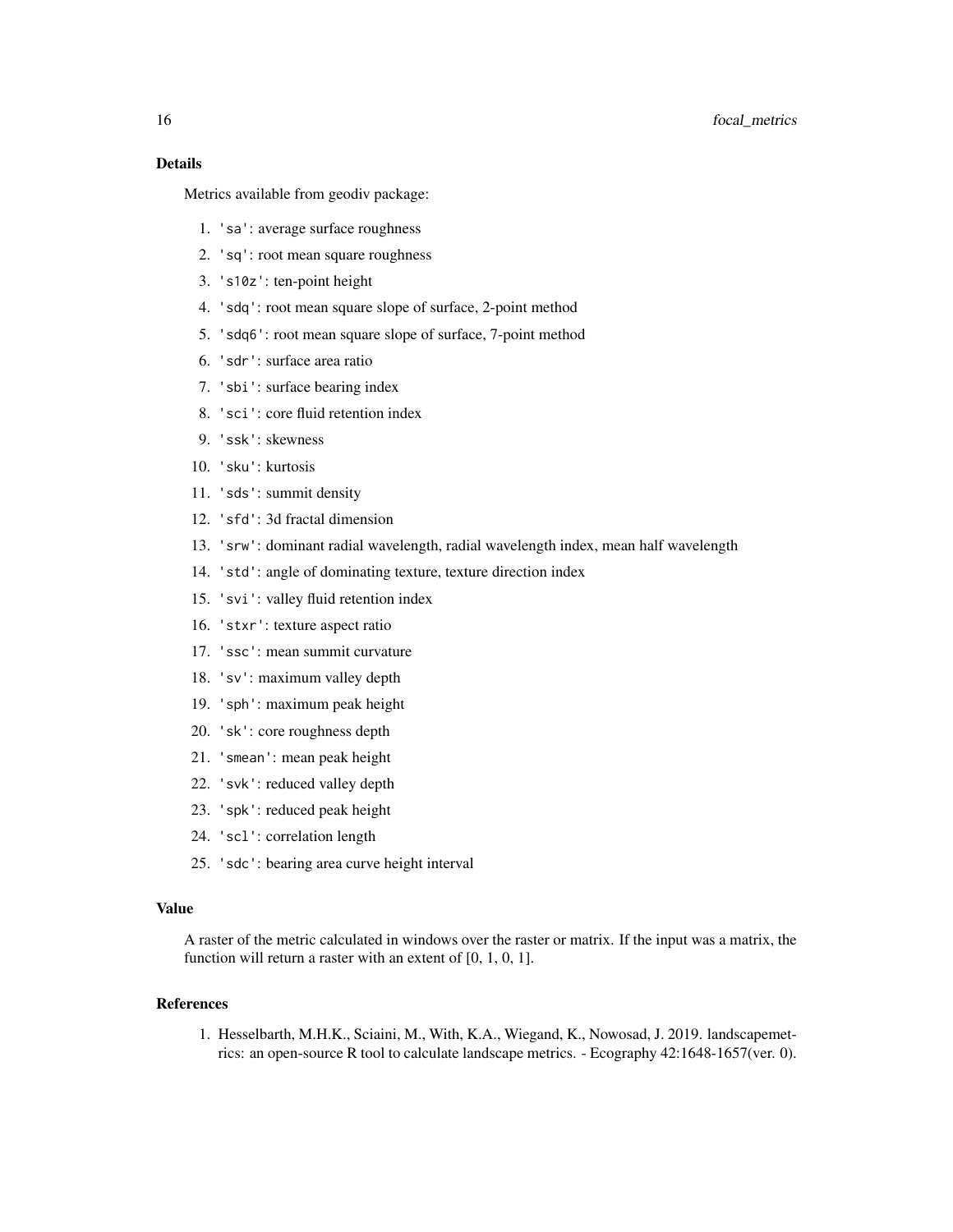## Details

Metrics available from geodiv package:

1. `'sa'`: average surface roughness
2. `'sq'`: root mean square roughness
3. `'s10z'`: ten-point height
4. `'sdq'`: root mean square slope of surface, 2-point method
5. `'sdq6'`: root mean square slope of surface, 7-point method
6. `'sdr'`: surface area ratio
7. `'sbi'`: surface bearing index
8. `'sci'`: core fluid retention index
9. `'ssk'`: skewness
10. `'sku'`: kurtosis
11. `'sds'`: summit density
12. `'sfd'`: 3d fractal dimension
13. `'srw'`: dominant radial wavelength, radial wavelength index, mean half wavelength
14. `'std'`: angle of dominating texture, texture direction index
15. `'svi'`: valley fluid retention index
16. `'stxr'`: texture aspect ratio
17. `'ssc'`: mean summit curvature
18. `'sv'`: maximum valley depth
19. `'sph'`: maximum peak height
20. `'sk'`: core roughness depth
21. `'smean'`: mean peak height
22. `'svk'`: reduced valley depth
23. `'spk'`: reduced peak height
24. `'scl'`: correlation length
25. `'sdc'`: bearing area curve height interval

## Value

A raster of the metric calculated in windows over the raster or matrix. If the input was a matrix, the function will return a raster with an extent of [0, 1, 0, 1].

## References

1. Hesselbarth, M.H.K., Sciaini, M., With, K.A., Wiegand, K., Nowosad, J. 2019. landscapemetrics: an open-source R tool to calculate landscape metrics. - Ecography 42:1648-1657(ver. 0).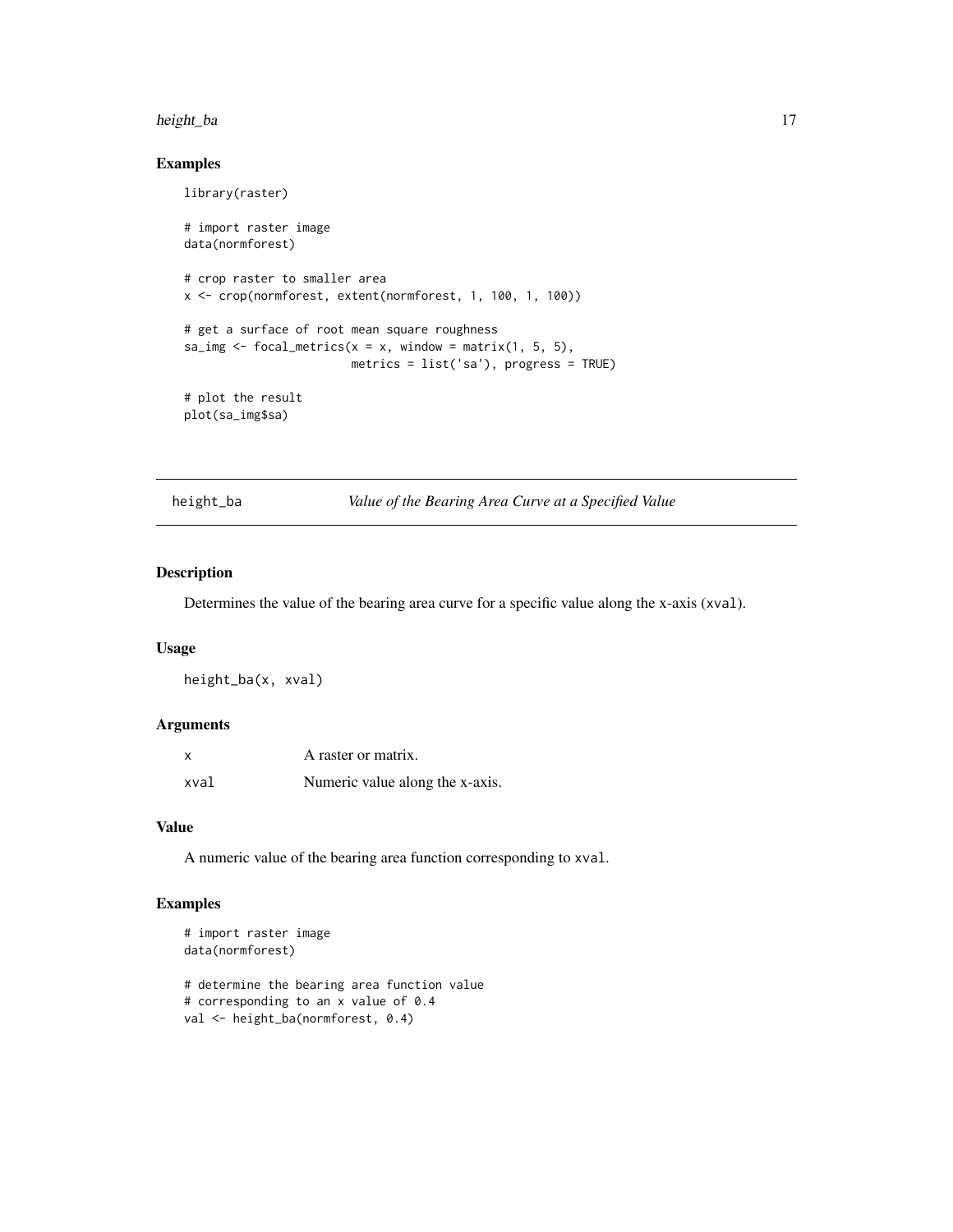## Examples

```
library(raster)

# import raster image
data(normforest)

# crop raster to smaller area
x <- crop(normforest, extent(normforest, 1, 100, 1, 100))

# get a surface of root mean square roughness
sa_img <- focal_metrics(x = x, window = matrix(1, 5, 5),
                        metrics = list('sa'), progress = TRUE)

# plot the result
plot(sa_img$sa)
```

---

# height_ba    *Value of the Bearing Area Curve at a Specified Value*

---

## Description

Determines the value of the bearing area curve for a specific value along the x-axis (`xval`).

## Usage

```
height_ba(x, xval)
```

## Arguments

| | |
|---|---|
| `x` | A raster or matrix. |
| `xval` | Numeric value along the x-axis. |

## Value

A numeric value of the bearing area function corresponding to `xval`.

## Examples

```
# import raster image
data(normforest)

# determine the bearing area function value
# corresponding to an x value of 0.4
val <- height_ba(normforest, 0.4)
```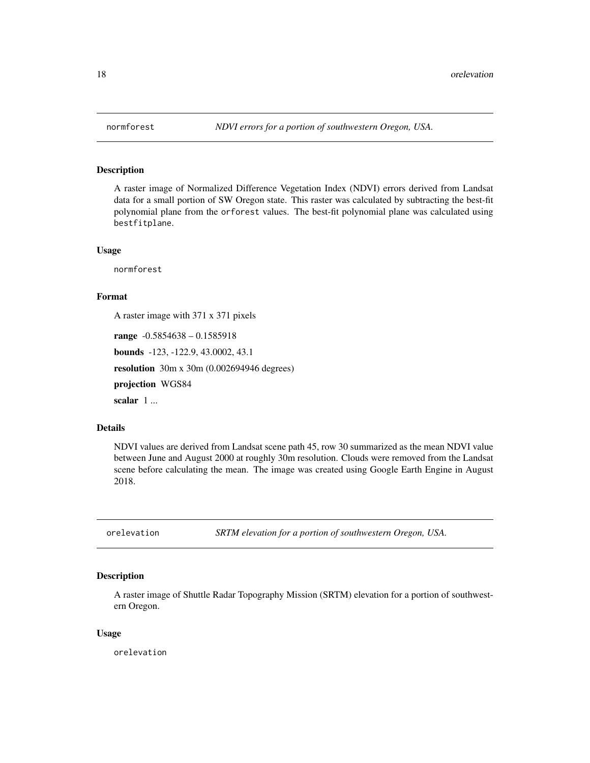## normfort

Hmm wait.

## normforest — *NDVI errors for a portion of southwestern Oregon, USA.*

### Description

A raster image of Normalized Difference Vegetation Index (NDVI) errors derived from Landsat data for a small portion of SW Oregon state. This raster was calculated by subtracting the best-fit polynomial plane from the `orforest` values. The best-fit polynomial plane was calculated using `bestfitplane`.

### Usage

```
normforest
```

### Format

A raster image with 371 x 371 pixels

**range** -0.5854638 – 0.1585918

**bounds** -123, -122.9, 43.0002, 43.1

**resolution** 30m x 30m (0.002694946 degrees)

**projection** WGS84

**scalar** 1 ...

### Details

NDVI values are derived from Landsat scene path 45, row 30 summarized as the mean NDVI value between June and August 2000 at roughly 30m resolution. Clouds were removed from the Landsat scene before calculating the mean. The image was created using Google Earth Engine in August 2018.

## orelevation — *SRTM elevation for a portion of southwestern Oregon, USA.*

### Description

A raster image of Shuttle Radar Topography Mission (SRTM) elevation for a portion of southwestern Oregon.

### Usage

```
orelevation
```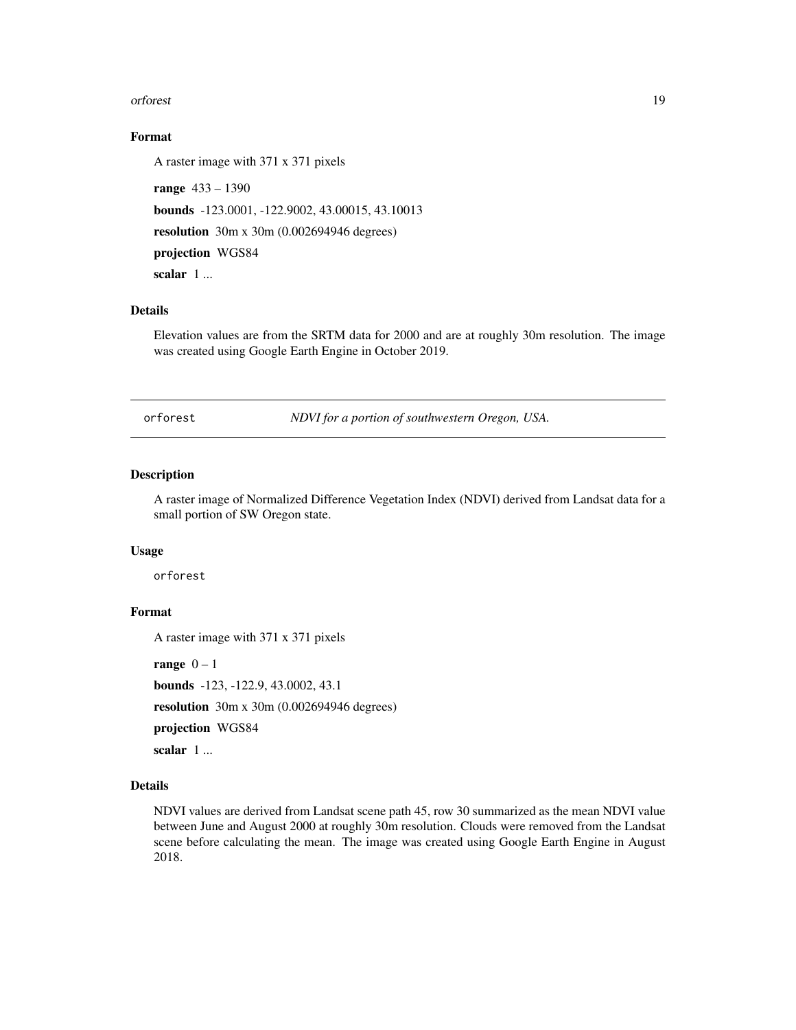### Format

A raster image with 371 x 371 pixels

**range** 433 – 1390

**bounds** -123.0001, -122.9002, 43.00015, 43.10013

**resolution** 30m x 30m (0.002694946 degrees)

**projection** WGS84

**scalar** 1 ...

### Details

Elevation values are from the SRTM data for 2000 and are at roughly 30m resolution. The image was created using Google Earth Engine in October 2019.

---

## orforest *NDVI for a portion of southwestern Oregon, USA.*

---

### Description

A raster image of Normalized Difference Vegetation Index (NDVI) derived from Landsat data for a small portion of SW Oregon state.

### Usage

```
orforest
```

### Format

A raster image with 371 x 371 pixels

**range** 0 – 1

**bounds** -123, -122.9, 43.0002, 43.1

**resolution** 30m x 30m (0.002694946 degrees)

**projection** WGS84

**scalar** 1 ...

### Details

NDVI values are derived from Landsat scene path 45, row 30 summarized as the mean NDVI value between June and August 2000 at roughly 30m resolution. Clouds were removed from the Landsat scene before calculating the mean. The image was created using Google Earth Engine in August 2018.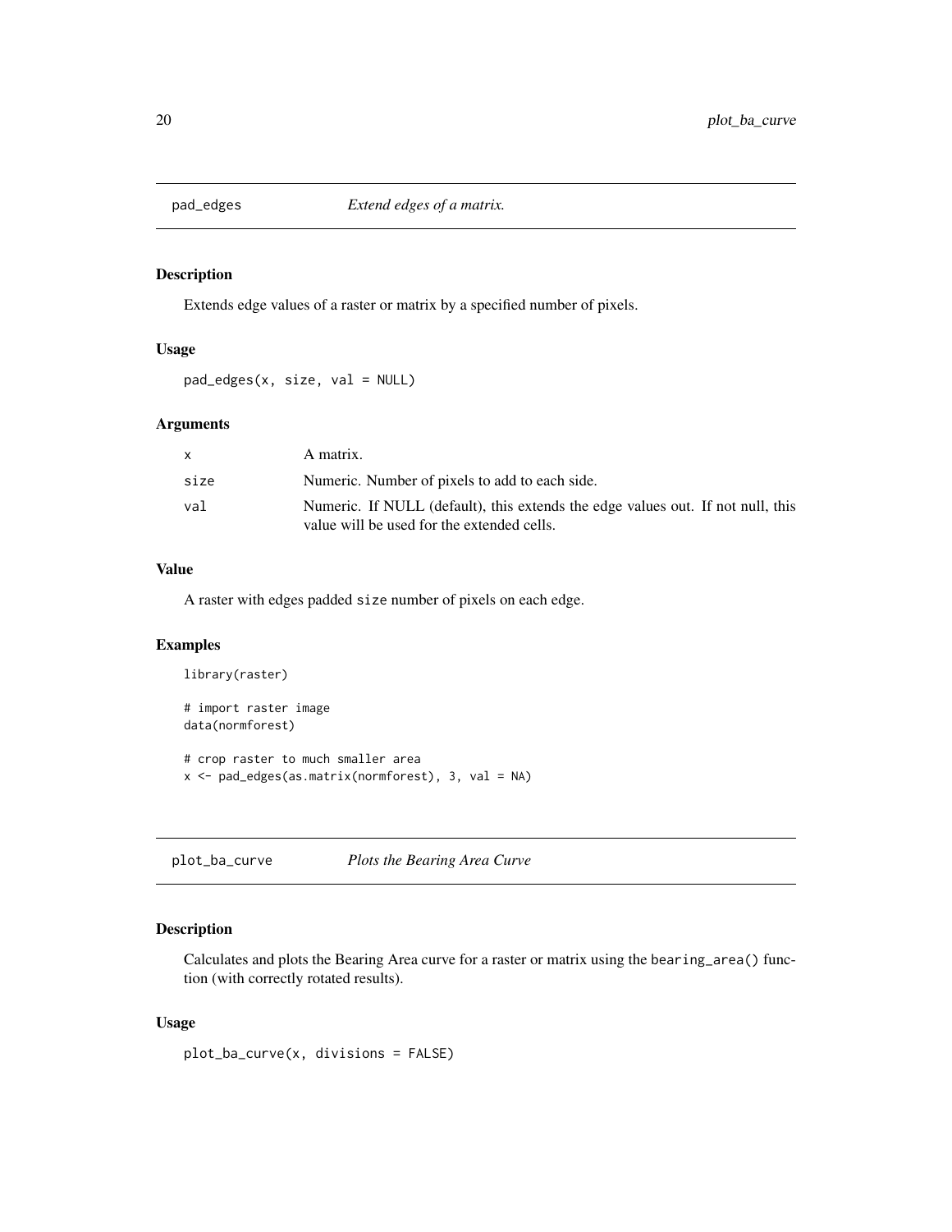## pad_edges *Extend edges of a matrix.*

### Description

Extends edge values of a raster or matrix by a specified number of pixels.

### Usage

```
pad_edges(x, size, val = NULL)
```

### Arguments

| | |
|---|---|
| x | A matrix. |
| size | Numeric. Number of pixels to add to each side. |
| val | Numeric. If NULL (default), this extends the edge values out. If not null, this value will be used for the extended cells. |

### Value

A raster with edges padded `size` number of pixels on each edge.

### Examples

```
library(raster)

# import raster image
data(normforest)

# crop raster to much smaller area
x <- pad_edges(as.matrix(normforest), 3, val = NA)
```

## plot_ba_curve *Plots the Bearing Area Curve*

### Description

Calculates and plots the Bearing Area curve for a raster or matrix using the `bearing_area()` function (with correctly rotated results).

### Usage

```
plot_ba_curve(x, divisions = FALSE)
```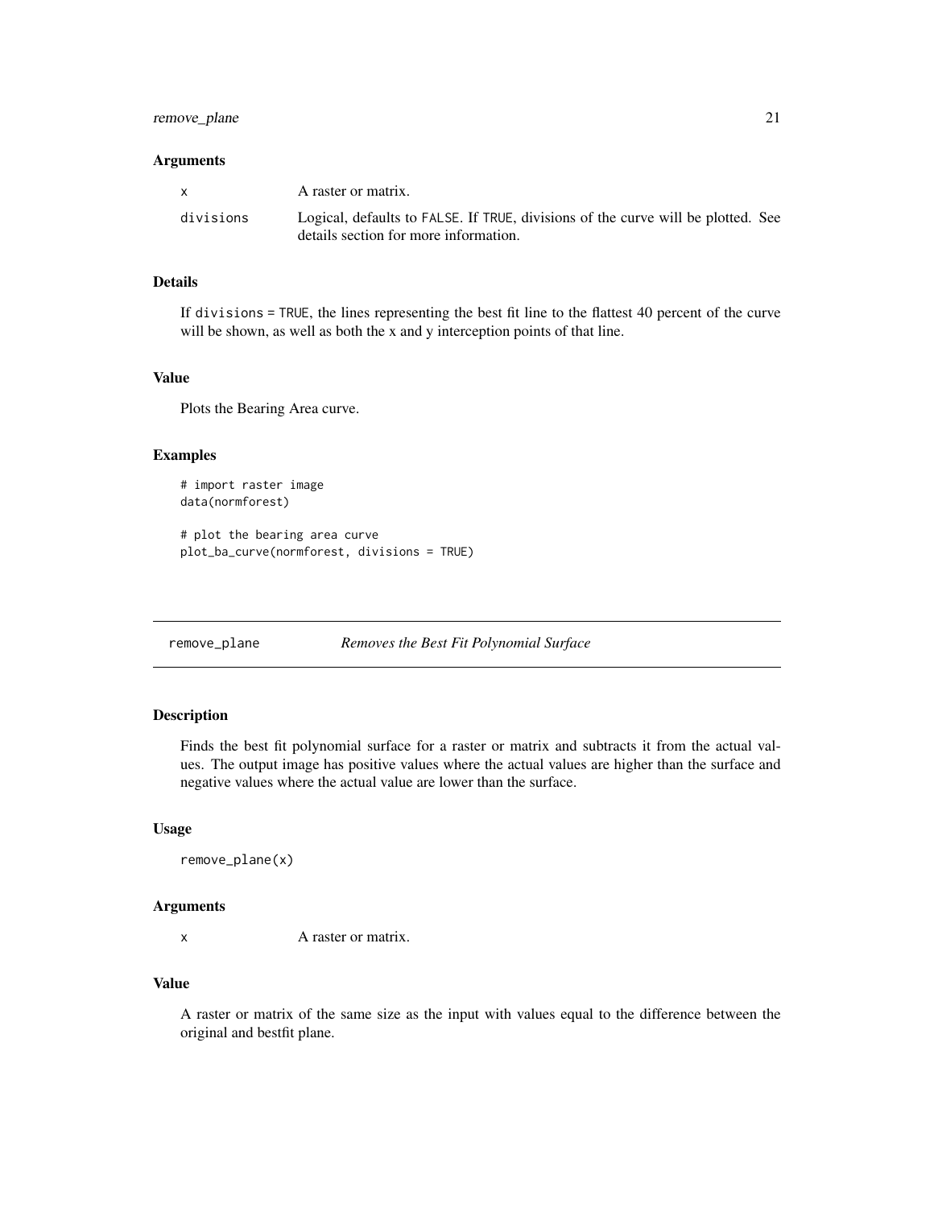### Arguments

| | |
|---|---|
| x | A raster or matrix. |
| divisions | Logical, defaults to FALSE. If TRUE, divisions of the curve will be plotted. See details section for more information. |

### Details

If divisions = TRUE, the lines representing the best fit line to the flattest 40 percent of the curve will be shown, as well as both the x and y interception points of that line.

### Value

Plots the Bearing Area curve.

### Examples

```
# import raster image
data(normforest)

# plot the bearing area curve
plot_ba_curve(normforest, divisions = TRUE)
```

---

## remove_plane &nbsp;&nbsp;&nbsp;&nbsp; *Removes the Best Fit Polynomial Surface*

---

### Description

Finds the best fit polynomial surface for a raster or matrix and subtracts it from the actual values. The output image has positive values where the actual values are higher than the surface and negative values where the actual value are lower than the surface.

### Usage

```
remove_plane(x)
```

### Arguments

| | |
|---|---|
| x | A raster or matrix. |

### Value

A raster or matrix of the same size as the input with values equal to the difference between the original and bestfit plane.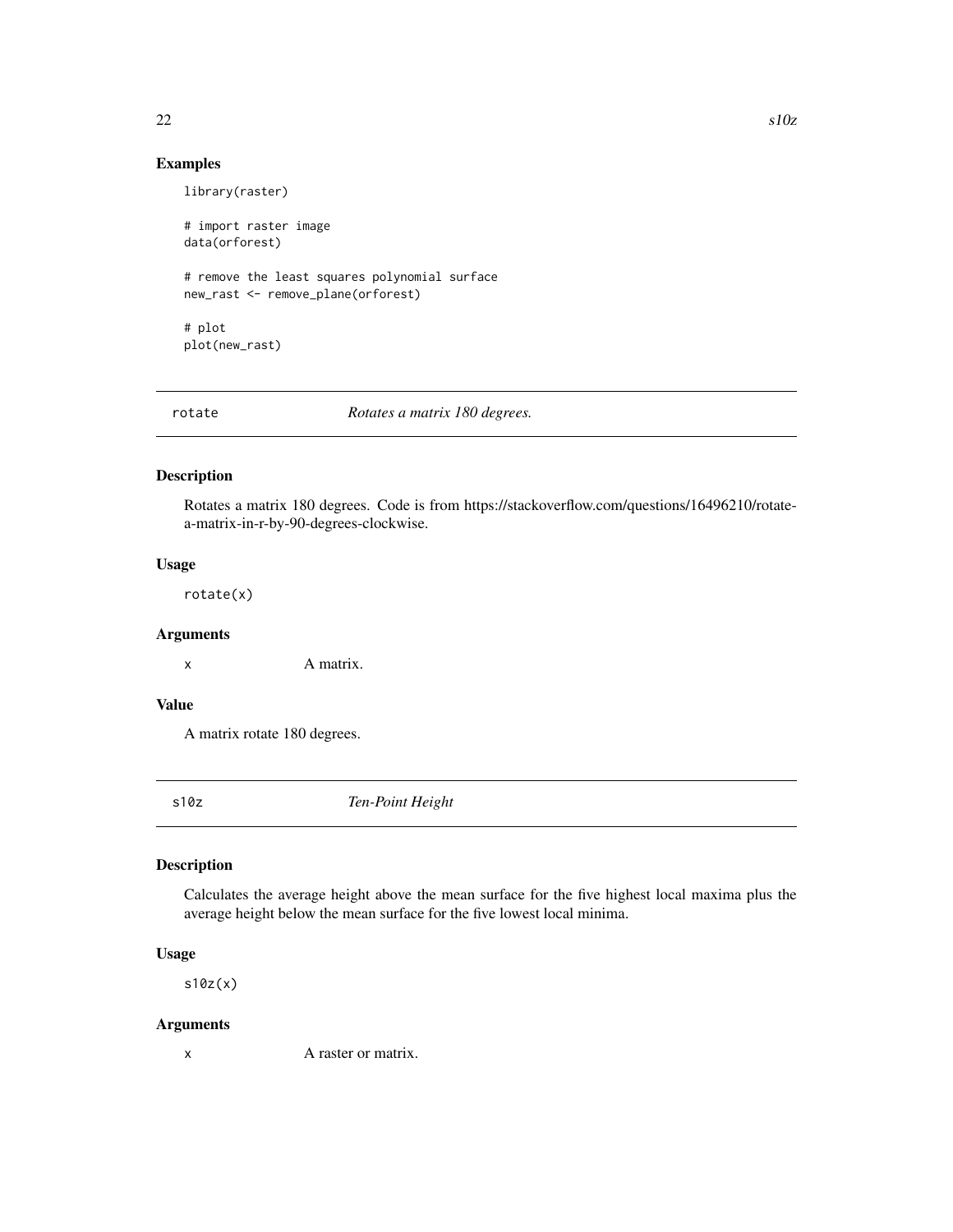## Examples

```
library(raster)

# import raster image
data(orforest)

# remove the least squares polynomial surface
new_rast <- remove_plane(orforest)

# plot
plot(new_rast)
```

---

## rotate — *Rotates a matrix 180 degrees.*

### Description

Rotates a matrix 180 degrees. Code is from https://stackoverflow.com/questions/16496210/rotate-a-matrix-in-r-by-90-degrees-clockwise.

### Usage

```
rotate(x)
```

### Arguments

x  A matrix.

### Value

A matrix rotate 180 degrees.

---

## s10z — *Ten-Point Height*

### Description

Calculates the average height above the mean surface for the five highest local maxima plus the average height below the mean surface for the five lowest local minima.

### Usage

```
s10z(x)
```

### Arguments

x  A raster or matrix.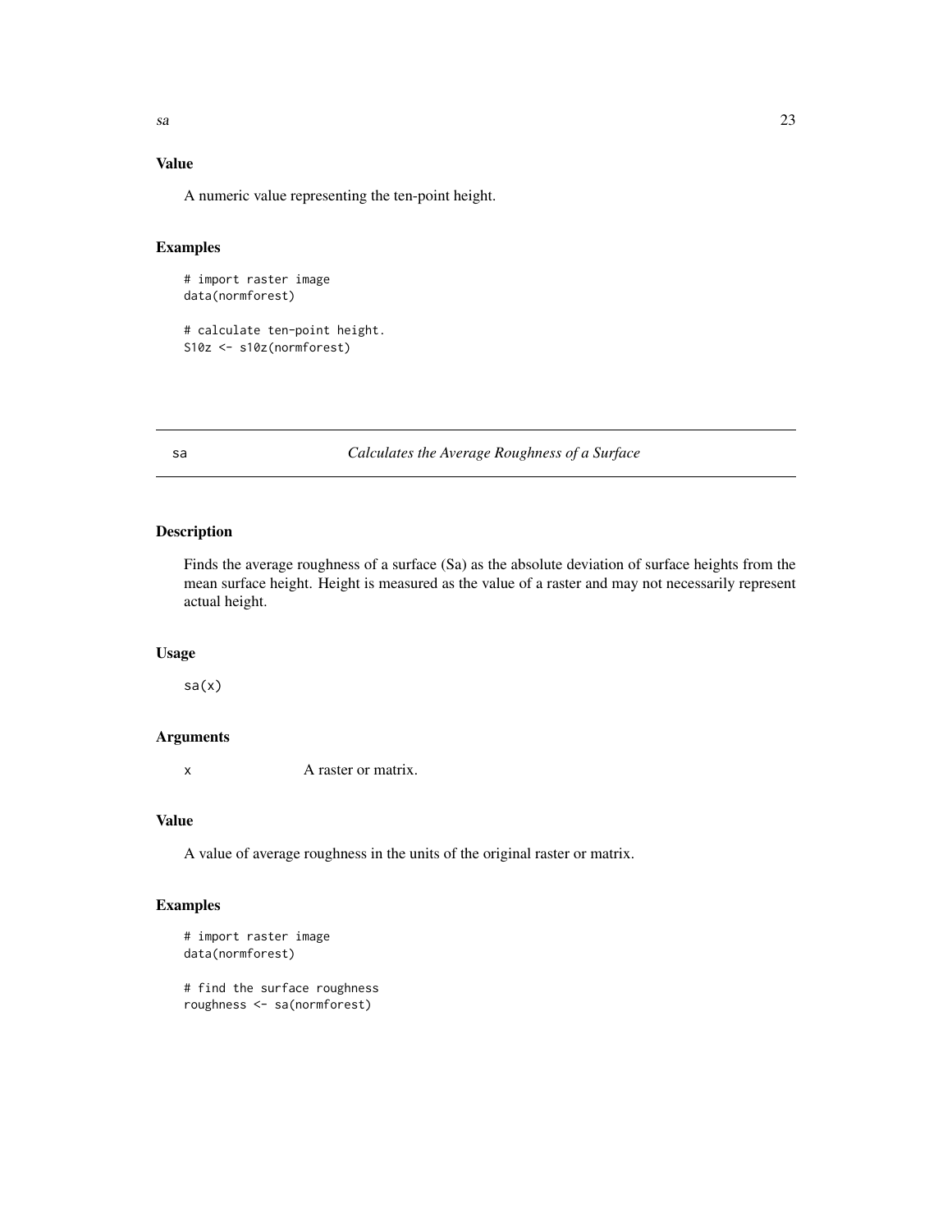## Value

A numeric value representing the ten-point height.

## Examples

```
# import raster image
data(normforest)

# calculate ten-point height.
S10z <- s10z(normforest)
```

---

# sa — *Calculates the Average Roughness of a Surface*

## Description

Finds the average roughness of a surface (Sa) as the absolute deviation of surface heights from the mean surface height. Height is measured as the value of a raster and may not necessarily represent actual height.

## Usage

```
sa(x)
```

## Arguments

| | |
|---|---|
| x | A raster or matrix. |

## Value

A value of average roughness in the units of the original raster or matrix.

## Examples

```
# import raster image
data(normforest)

# find the surface roughness
roughness <- sa(normforest)
```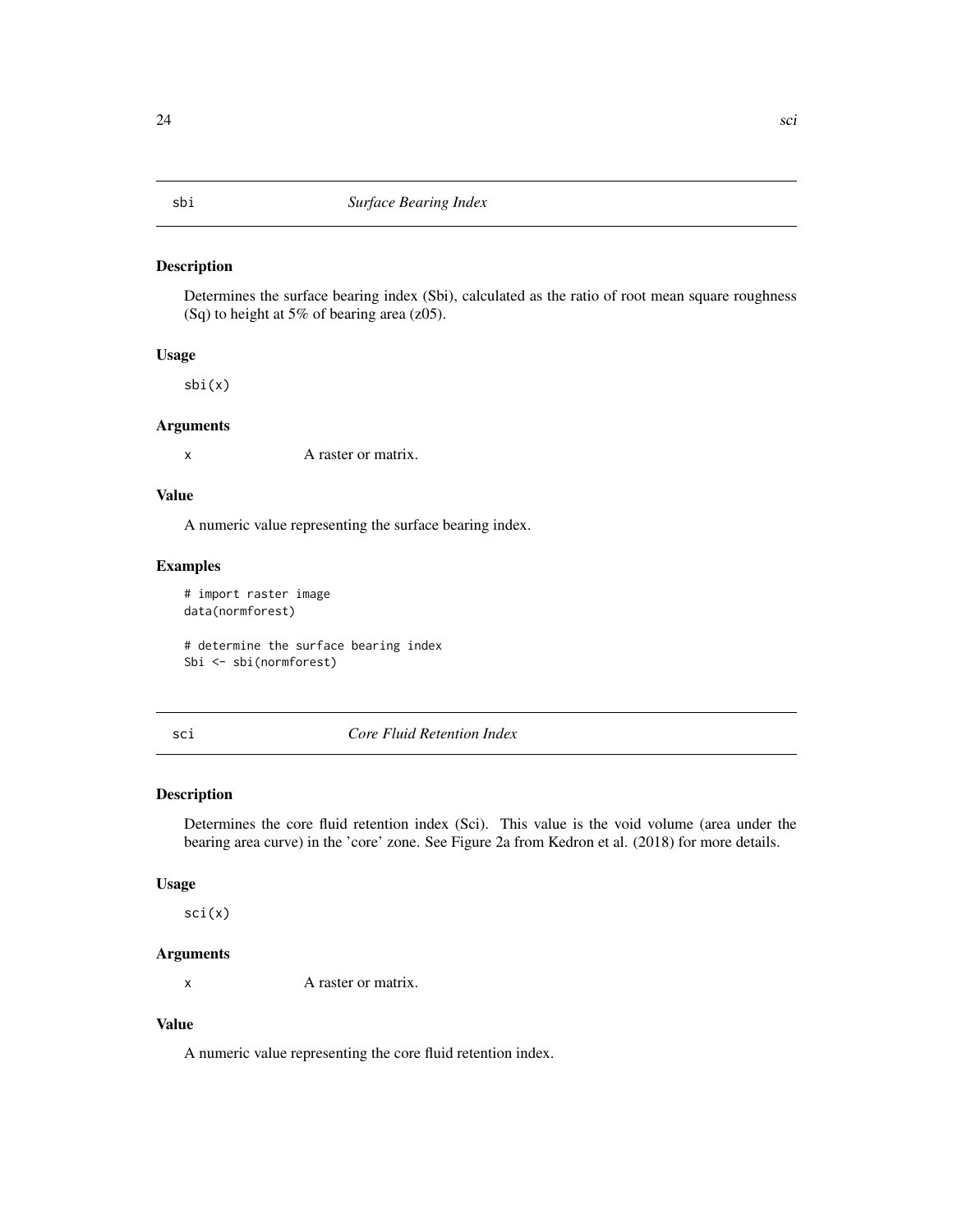## sbi — *Surface Bearing Index*

### Description

Determines the surface bearing index (Sbi), calculated as the ratio of root mean square roughness (Sq) to height at 5% of bearing area (z05).

### Usage

```
sbi(x)
```

### Arguments

| | |
|---|---|
| x | A raster or matrix. |

### Value

A numeric value representing the surface bearing index.

### Examples

```
# import raster image
data(normforest)

# determine the surface bearing index
Sbi <- sbi(normforest)
```

## sci — *Core Fluid Retention Index*

### Description

Determines the core fluid retention index (Sci). This value is the void volume (area under the bearing area curve) in the 'core' zone. See Figure 2a from Kedron et al. (2018) for more details.

### Usage

```
sci(x)
```

### Arguments

| | |
|---|---|
| x | A raster or matrix. |

### Value

A numeric value representing the core fluid retention index.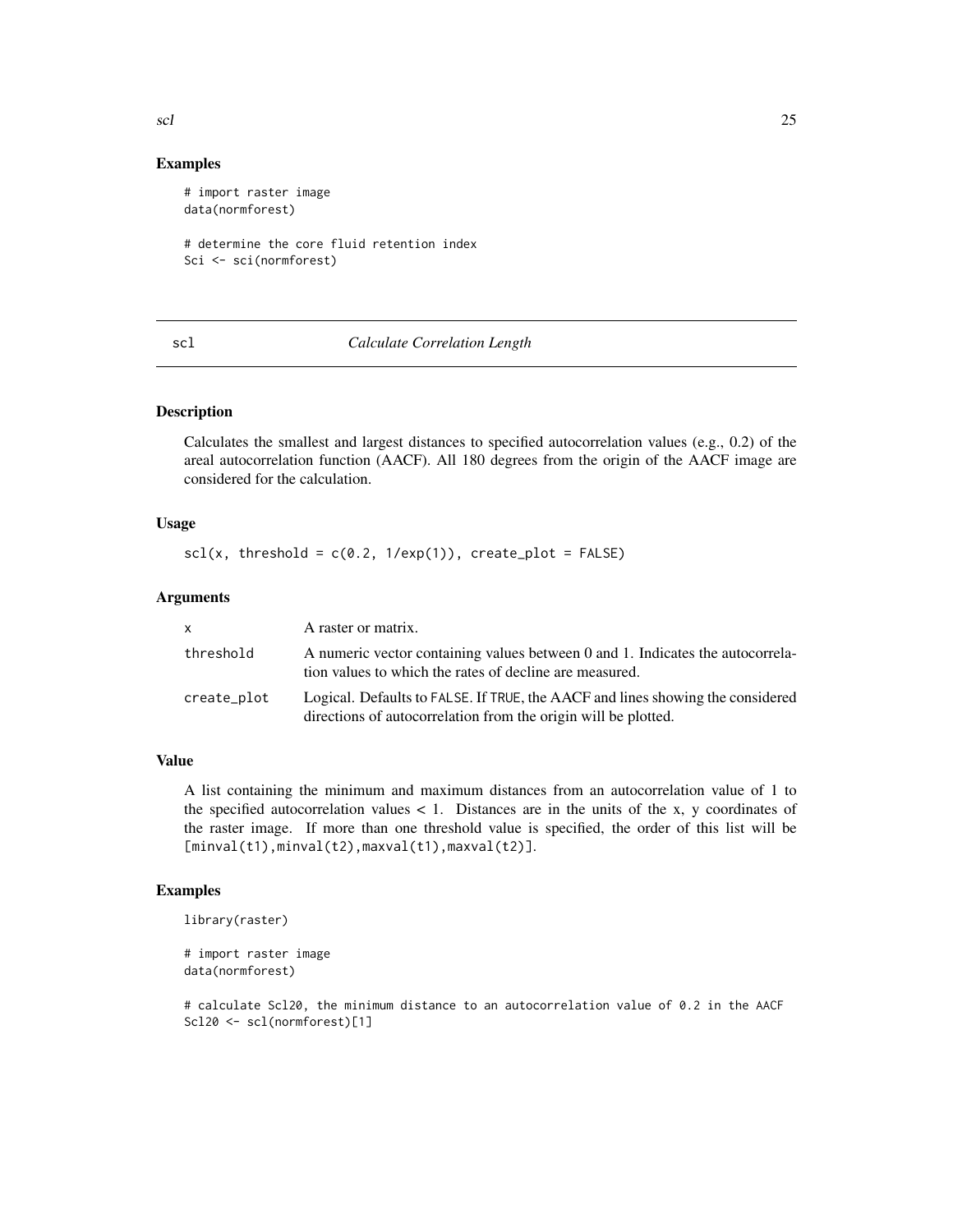### Examples

```
# import raster image
data(normforest)

# determine the core fluid retention index
Sci <- sci(normforest)
```

## scl — *Calculate Correlation Length*

### Description

Calculates the smallest and largest distances to specified autocorrelation values (e.g., 0.2) of the areal autocorrelation function (AACF). All 180 degrees from the origin of the AACF image are considered for the calculation.

### Usage

```
scl(x, threshold = c(0.2, 1/exp(1)), create_plot = FALSE)
```

### Arguments

| | |
|---|---|
| x | A raster or matrix. |
| threshold | A numeric vector containing values between 0 and 1. Indicates the autocorrelation values to which the rates of decline are measured. |
| create_plot | Logical. Defaults to FALSE. If TRUE, the AACF and lines showing the considered directions of autocorrelation from the origin will be plotted. |

### Value

A list containing the minimum and maximum distances from an autocorrelation value of 1 to the specified autocorrelation values < 1. Distances are in the units of the x, y coordinates of the raster image. If more than one threshold value is specified, the order of this list will be [minval(t1),minval(t2),maxval(t1),maxval(t2)].

### Examples

```
library(raster)

# import raster image
data(normforest)

# calculate Scl20, the minimum distance to an autocorrelation value of 0.2 in the AACF
Scl20 <- scl(normforest)[1]
```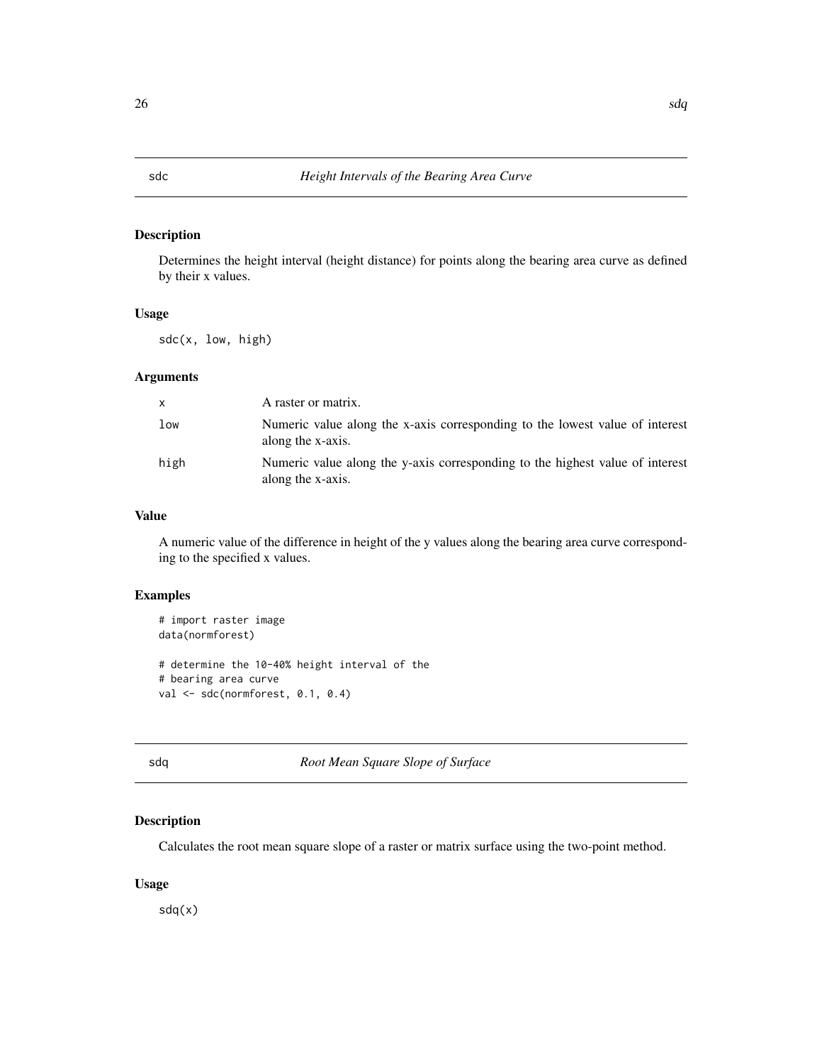## sdc — *Height Intervals of the Bearing Area Curve*

### Description

Determines the height interval (height distance) for points along the bearing area curve as defined by their x values.

### Usage

```
sdc(x, low, high)
```

### Arguments

| | |
|---|---|
| `x` | A raster or matrix. |
| `low` | Numeric value along the x-axis corresponding to the lowest value of interest along the x-axis. |
| `high` | Numeric value along the y-axis corresponding to the highest value of interest along the x-axis. |

### Value

A numeric value of the difference in height of the y values along the bearing area curve corresponding to the specified x values.

### Examples

```
# import raster image
data(normforest)

# determine the 10-40% height interval of the
# bearing area curve
val <- sdc(normforest, 0.1, 0.4)
```

## sdq — *Root Mean Square Slope of Surface*

### Description

Calculates the root mean square slope of a raster or matrix surface using the two-point method.

### Usage

```
sdq(x)
```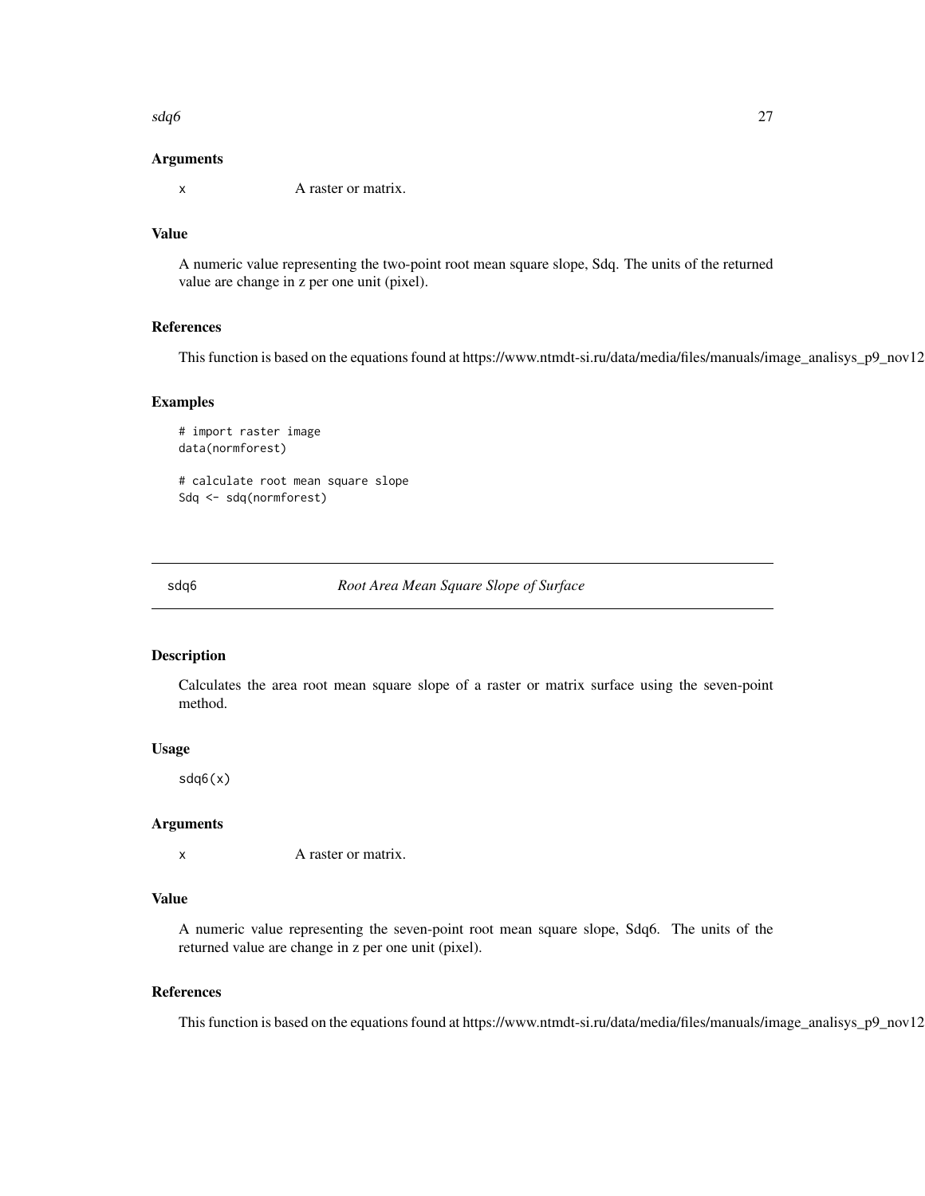### Arguments

x        A raster or matrix.

### Value

A numeric value representing the two-point root mean square slope, Sdq. The units of the returned value are change in z per one unit (pixel).

### References

This function is based on the equations found at https://www.ntmdt-si.ru/data/media/files/manuals/image_analisys_p9_nov12

### Examples

```
# import raster image
data(normforest)

# calculate root mean square slope
Sdq <- sdq(normforest)
```

---

## sdq6 &nbsp;&nbsp;&nbsp;&nbsp; *Root Area Mean Square Slope of Surface*

---

### Description

Calculates the area root mean square slope of a raster or matrix surface using the seven-point method.

### Usage

```
sdq6(x)
```

### Arguments

x        A raster or matrix.

### Value

A numeric value representing the seven-point root mean square slope, Sdq6. The units of the returned value are change in z per one unit (pixel).

### References

This function is based on the equations found at https://www.ntmdt-si.ru/data/media/files/manuals/image_analisys_p9_nov12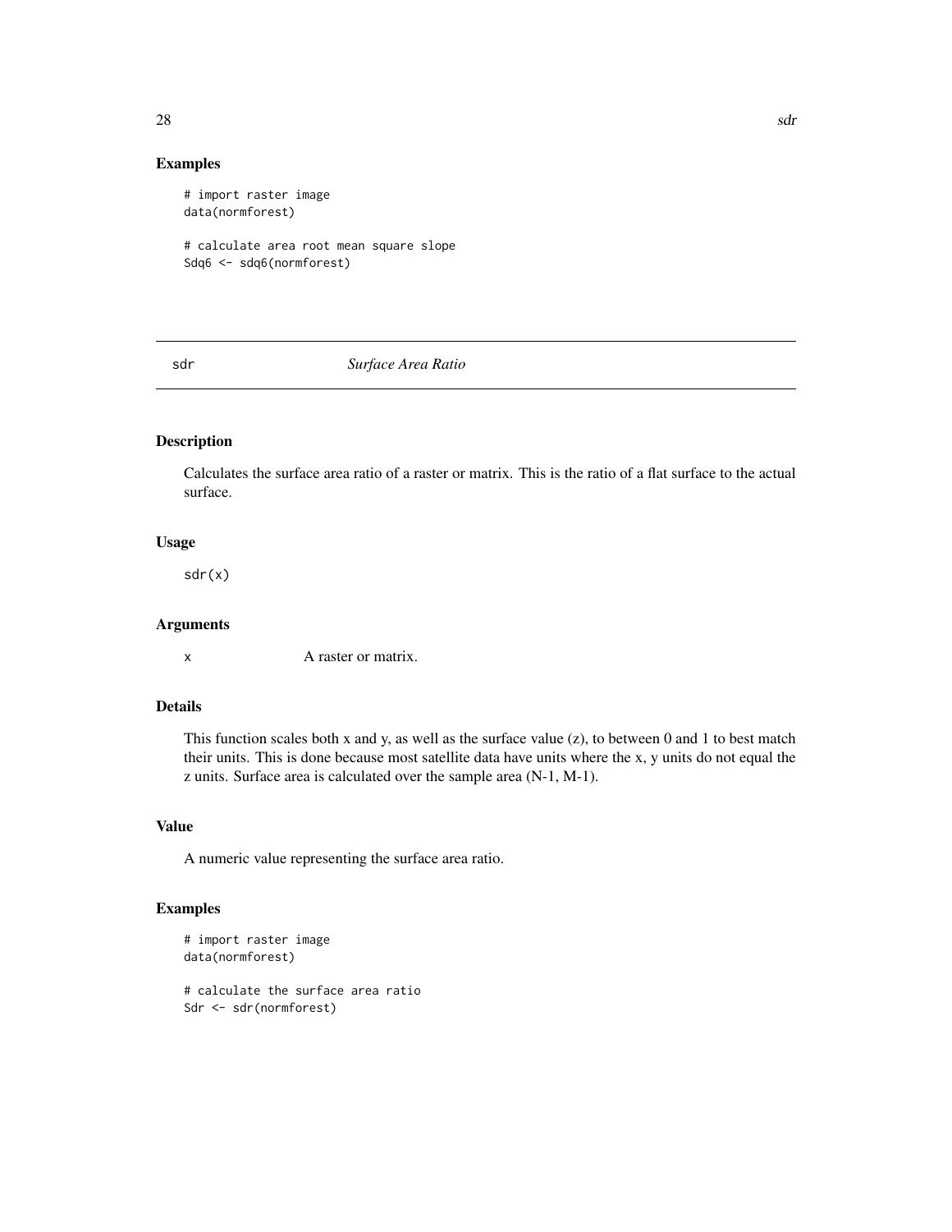## Examples

```
# import raster image
data(normforest)

# calculate area root mean square slope
Sdq6 <- sdq6(normforest)
```

---

# sdr *Surface Area Ratio*

---

## Description

Calculates the surface area ratio of a raster or matrix. This is the ratio of a flat surface to the actual surface.

## Usage

```
sdr(x)
```

## Arguments

| | |
|---|---|
| x | A raster or matrix. |

## Details

This function scales both x and y, as well as the surface value (z), to between 0 and 1 to best match their units. This is done because most satellite data have units where the x, y units do not equal the z units. Surface area is calculated over the sample area (N-1, M-1).

## Value

A numeric value representing the surface area ratio.

## Examples

```
# import raster image
data(normforest)

# calculate the surface area ratio
Sdr <- sdr(normforest)
```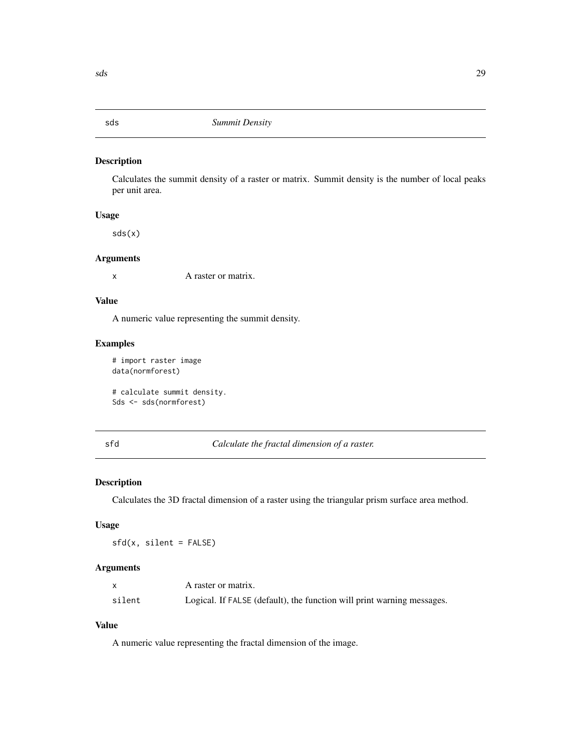## sds — *Summit Density*

### Description

Calculates the summit density of a raster or matrix. Summit density is the number of local peaks per unit area.

### Usage

```
sds(x)
```

### Arguments

| | |
|---|---|
| x | A raster or matrix. |

### Value

A numeric value representing the summit density.

### Examples

```
# import raster image
data(normforest)

# calculate summit density.
Sds <- sds(normforest)
```

## sfd — *Calculate the fractal dimension of a raster.*

### Description

Calculates the 3D fractal dimension of a raster using the triangular prism surface area method.

### Usage

```
sfd(x, silent = FALSE)
```

### Arguments

| | |
|---|---|
| x | A raster or matrix. |
| silent | Logical. If FALSE (default), the function will print warning messages. |

### Value

A numeric value representing the fractal dimension of the image.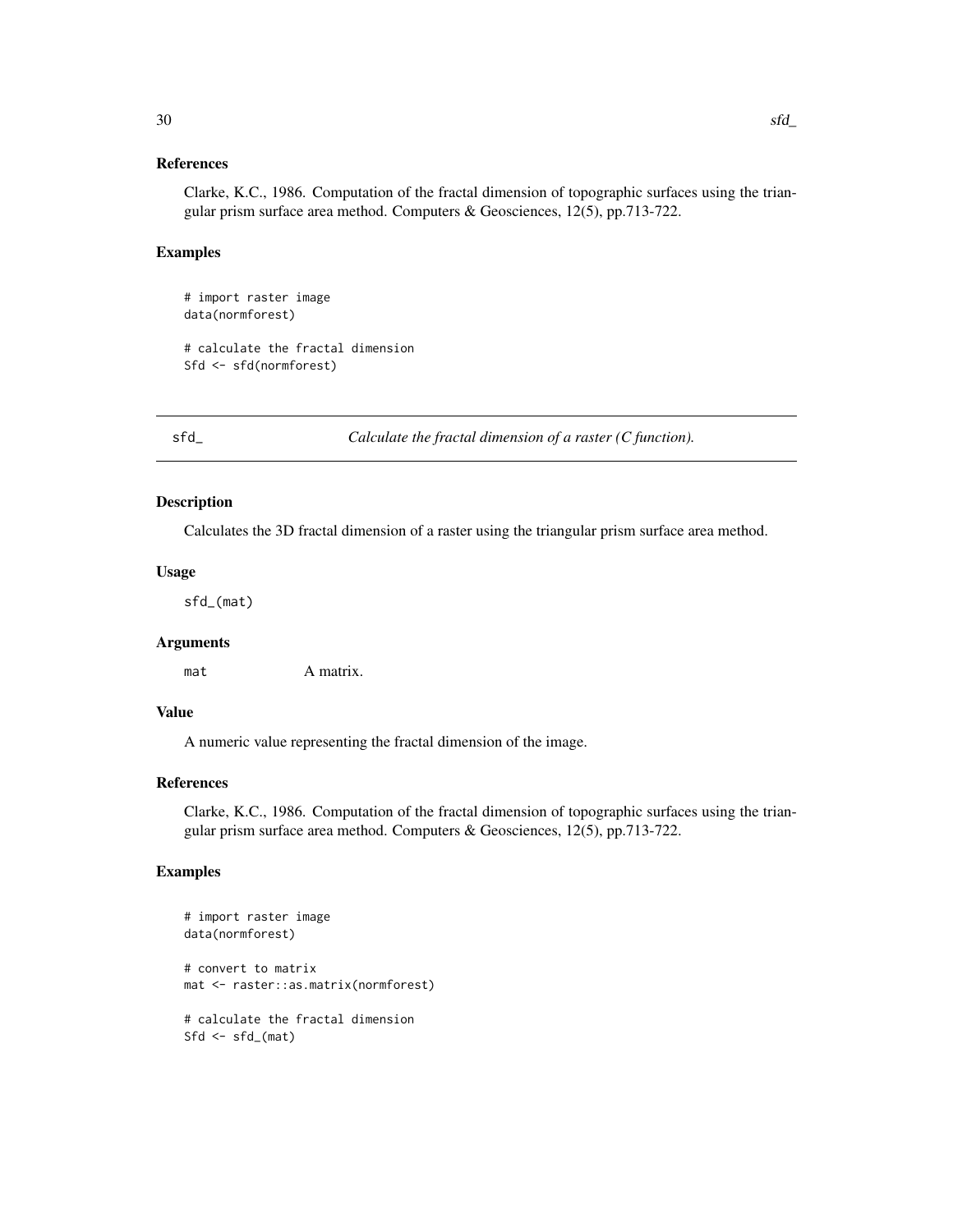### References

Clarke, K.C., 1986. Computation of the fractal dimension of topographic surfaces using the triangular prism surface area method. Computers & Geosciences, 12(5), pp.713-722.

### Examples

```
# import raster image
data(normforest)

# calculate the fractal dimension
Sfd <- sfd(normforest)
```

---

## sfd_ *Calculate the fractal dimension of a raster (C function).*

---

### Description

Calculates the 3D fractal dimension of a raster using the triangular prism surface area method.

### Usage

```
sfd_(mat)
```

### Arguments

| | |
|---|---|
| `mat` | A matrix. |

### Value

A numeric value representing the fractal dimension of the image.

### References

Clarke, K.C., 1986. Computation of the fractal dimension of topographic surfaces using the triangular prism surface area method. Computers & Geosciences, 12(5), pp.713-722.

### Examples

```
# import raster image
data(normforest)

# convert to matrix
mat <- raster::as.matrix(normforest)

# calculate the fractal dimension
Sfd <- sfd_(mat)
```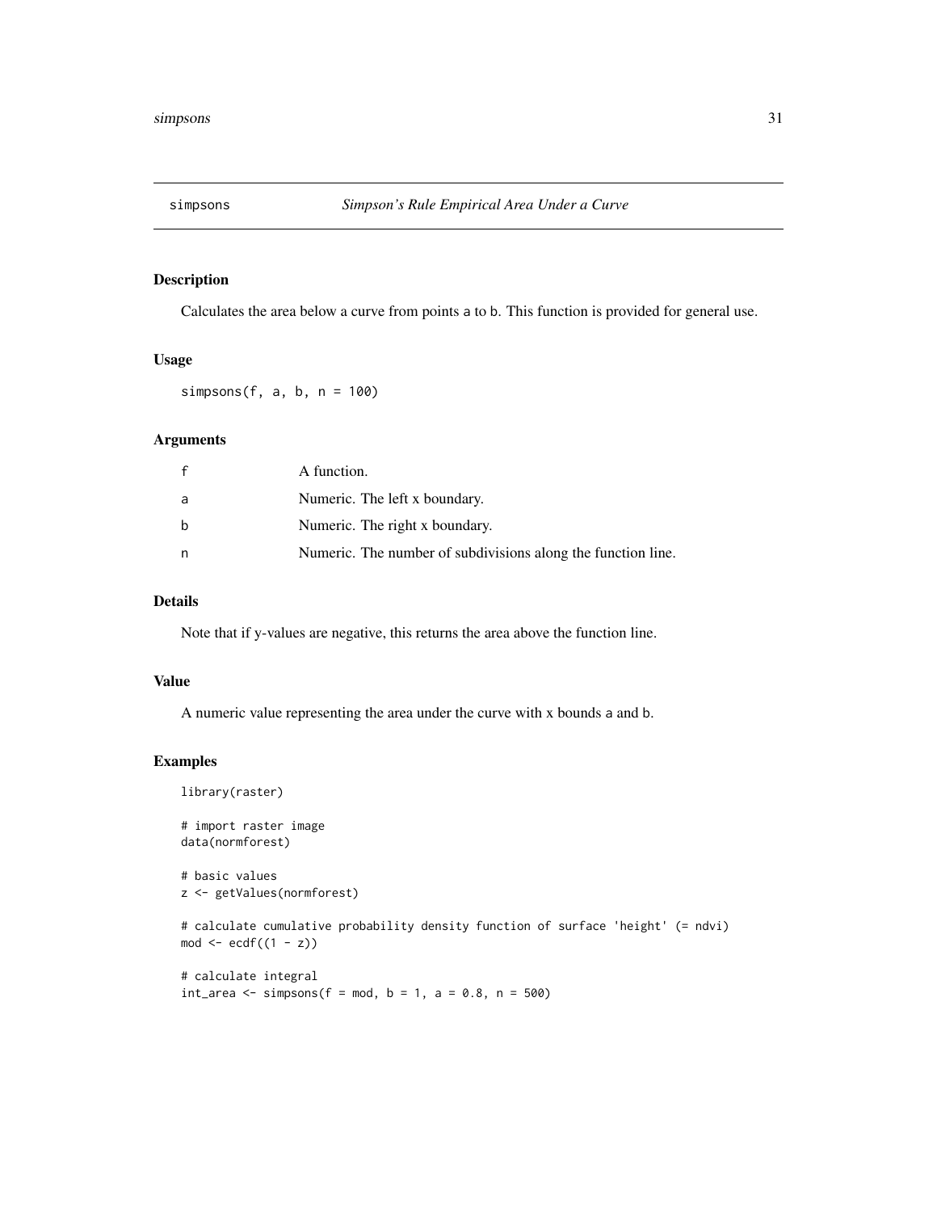# simpsons — *Simpson's Rule Empirical Area Under a Curve*

## Description

Calculates the area below a curve from points a to b. This function is provided for general use.

## Usage

```
simpsons(f, a, b, n = 100)
```

## Arguments

| | |
|---|---|
| f | A function. |
| a | Numeric. The left x boundary. |
| b | Numeric. The right x boundary. |
| n | Numeric. The number of subdivisions along the function line. |

## Details

Note that if y-values are negative, this returns the area above the function line.

## Value

A numeric value representing the area under the curve with x bounds a and b.

## Examples

```
library(raster)

# import raster image
data(normforest)

# basic values
z <- getValues(normforest)

# calculate cumulative probability density function of surface 'height' (= ndvi)
mod <- ecdf((1 - z))

# calculate integral
int_area <- simpsons(f = mod, b = 1, a = 0.8, n = 500)
```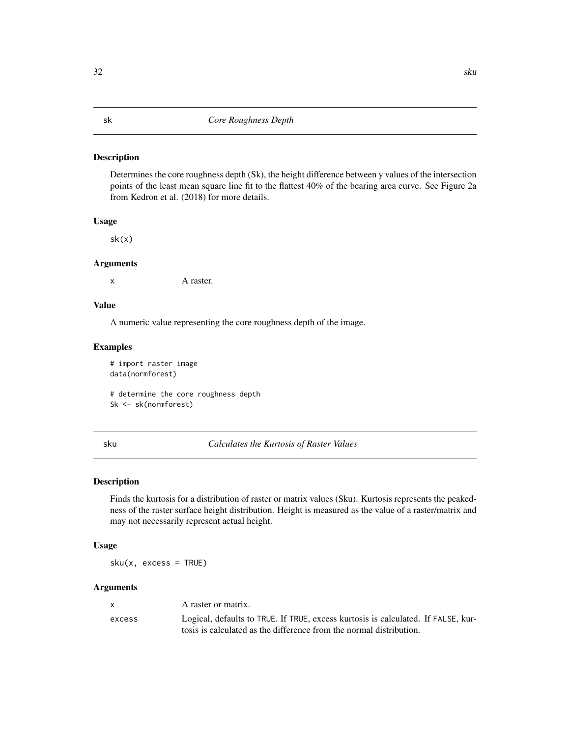## sk    *Core Roughness Depth*

### Description

Determines the core roughness depth (Sk), the height difference between y values of the intersection points of the least mean square line fit to the flattest 40% of the bearing area curve. See Figure 2a from Kedron et al. (2018) for more details.

### Usage

```
sk(x)
```

### Arguments

| | |
|---|---|
| x | A raster. |

### Value

A numeric value representing the core roughness depth of the image.

### Examples

```
# import raster image
data(normforest)

# determine the core roughness depth
Sk <- sk(normforest)
```

## sku    *Calculates the Kurtosis of Raster Values*

### Description

Finds the kurtosis for a distribution of raster or matrix values (Sku). Kurtosis represents the peakedness of the raster surface height distribution. Height is measured as the value of a raster/matrix and may not necessarily represent actual height.

### Usage

```
sku(x, excess = TRUE)
```

### Arguments

| | |
|---|---|
| x | A raster or matrix. |
| excess | Logical, defaults to TRUE. If TRUE, excess kurtosis is calculated. If FALSE, kurtosis is calculated as the difference from the normal distribution. |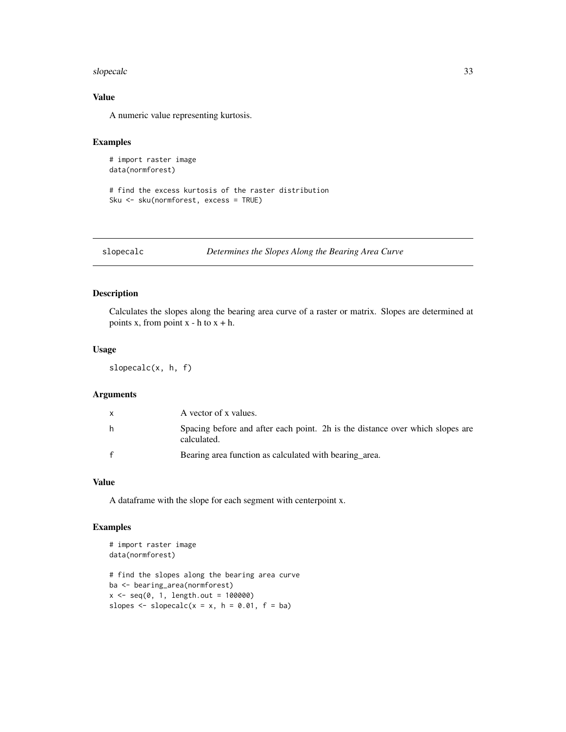### Value

A numeric value representing kurtosis.

### Examples

```
# import raster image
data(normforest)

# find the excess kurtosis of the raster distribution
Sku <- sku(normforest, excess = TRUE)
```

---

## slopecalc *Determines the Slopes Along the Bearing Area Curve*

---

### Description

Calculates the slopes along the bearing area curve of a raster or matrix. Slopes are determined at points x, from point x - h to x + h.

### Usage

```
slopecalc(x, h, f)
```

### Arguments

| | |
|---|---|
| x | A vector of x values. |
| h | Spacing before and after each point. 2h is the distance over which slopes are calculated. |
| f | Bearing area function as calculated with bearing_area. |

### Value

A dataframe with the slope for each segment with centerpoint x.

### Examples

```
# import raster image
data(normforest)

# find the slopes along the bearing area curve
ba <- bearing_area(normforest)
x <- seq(0, 1, length.out = 100000)
slopes <- slopecalc(x = x, h = 0.01, f = ba)
```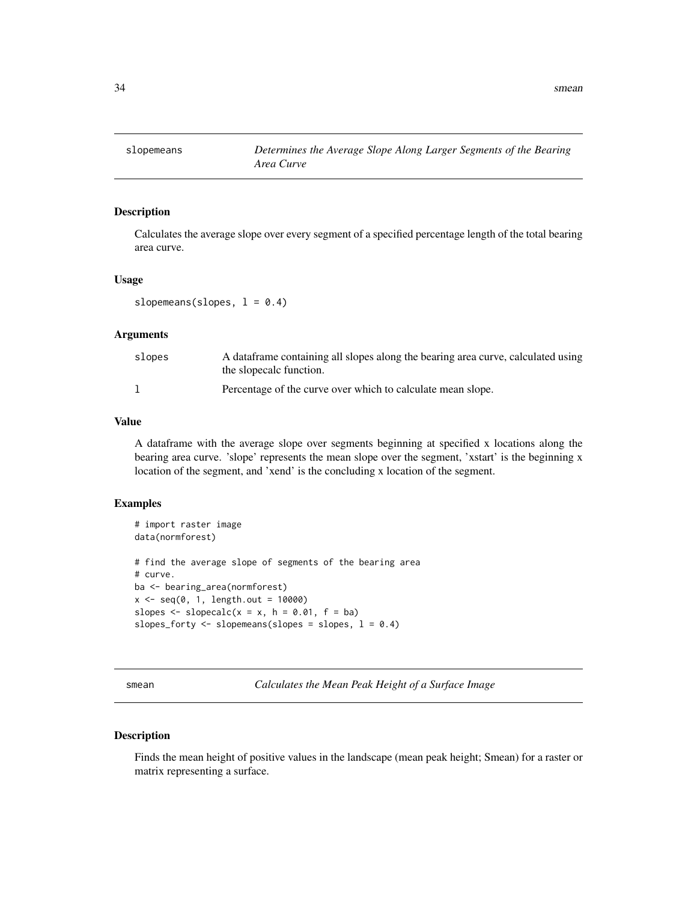## slopemeans — *Determines the Average Slope Along Larger Segments of the Bearing Area Curve*

### Description

Calculates the average slope over every segment of a specified percentage length of the total bearing area curve.

### Usage

```
slopemeans(slopes, l = 0.4)
```

### Arguments

| | |
|---|---|
| slopes | A dataframe containing all slopes along the bearing area curve, calculated using the slopecalc function. |
| l | Percentage of the curve over which to calculate mean slope. |

### Value

A dataframe with the average slope over segments beginning at specified x locations along the bearing area curve. 'slope' represents the mean slope over the segment, 'xstart' is the beginning x location of the segment, and 'xend' is the concluding x location of the segment.

### Examples

```
# import raster image
data(normforest)

# find the average slope of segments of the bearing area
# curve.
ba <- bearing_area(normforest)
x <- seq(0, 1, length.out = 10000)
slopes <- slopecalc(x = x, h = 0.01, f = ba)
slopes_forty <- slopemeans(slopes = slopes, l = 0.4)
```

## smean — *Calculates the Mean Peak Height of a Surface Image*

### Description

Finds the mean height of positive values in the landscape (mean peak height; Smean) for a raster or matrix representing a surface.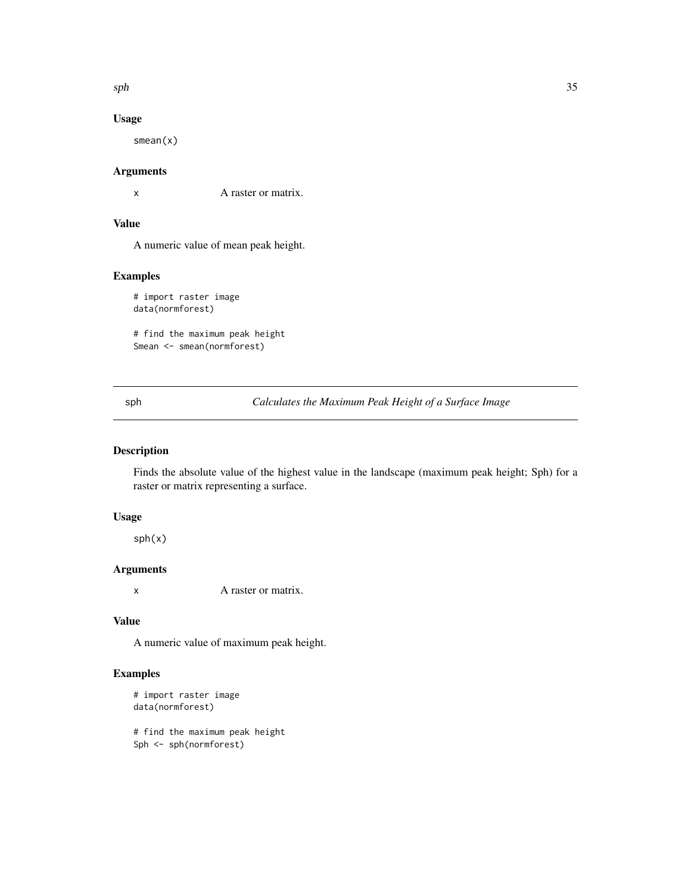### Usage

```
smean(x)
```

### Arguments

x	A raster or matrix.

### Value

A numeric value of mean peak height.

### Examples

```
# import raster image
data(normforest)

# find the maximum peak height
Smean <- smean(normforest)
```

---

## sph	*Calculates the Maximum Peak Height of a Surface Image*

---

### Description

Finds the absolute value of the highest value in the landscape (maximum peak height; Sph) for a raster or matrix representing a surface.

### Usage

```
sph(x)
```

### Arguments

x	A raster or matrix.

### Value

A numeric value of maximum peak height.

### Examples

```
# import raster image
data(normforest)

# find the maximum peak height
Sph <- sph(normforest)
```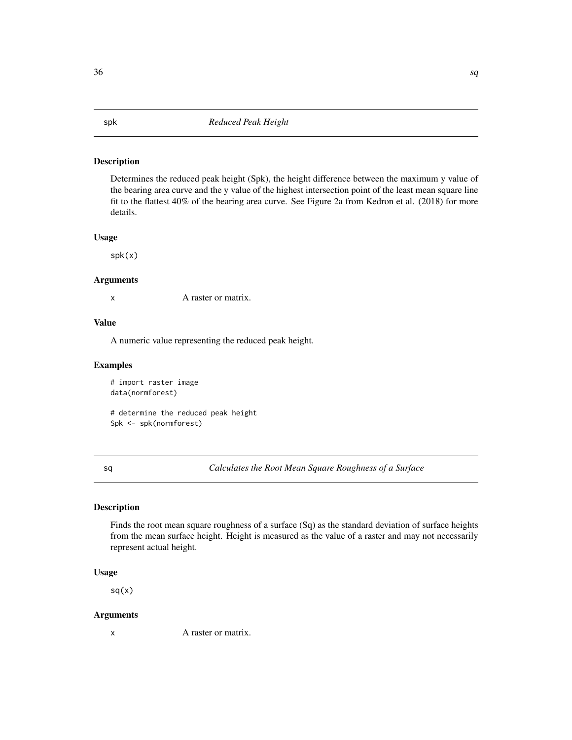## spk — *Reduced Peak Height*

### Description

Determines the reduced peak height (Spk), the height difference between the maximum y value of the bearing area curve and the y value of the highest intersection point of the least mean square line fit to the flattest 40% of the bearing area curve. See Figure 2a from Kedron et al. (2018) for more details.

### Usage

```
spk(x)
```

### Arguments

| | |
|---|---|
| x | A raster or matrix. |

### Value

A numeric value representing the reduced peak height.

### Examples

```
# import raster image
data(normforest)

# determine the reduced peak height
Spk <- spk(normforest)
```

## sq — *Calculates the Root Mean Square Roughness of a Surface*

### Description

Finds the root mean square roughness of a surface (Sq) as the standard deviation of surface heights from the mean surface height. Height is measured as the value of a raster and may not necessarily represent actual height.

### Usage

```
sq(x)
```

### Arguments

| | |
|---|---|
| x | A raster or matrix. |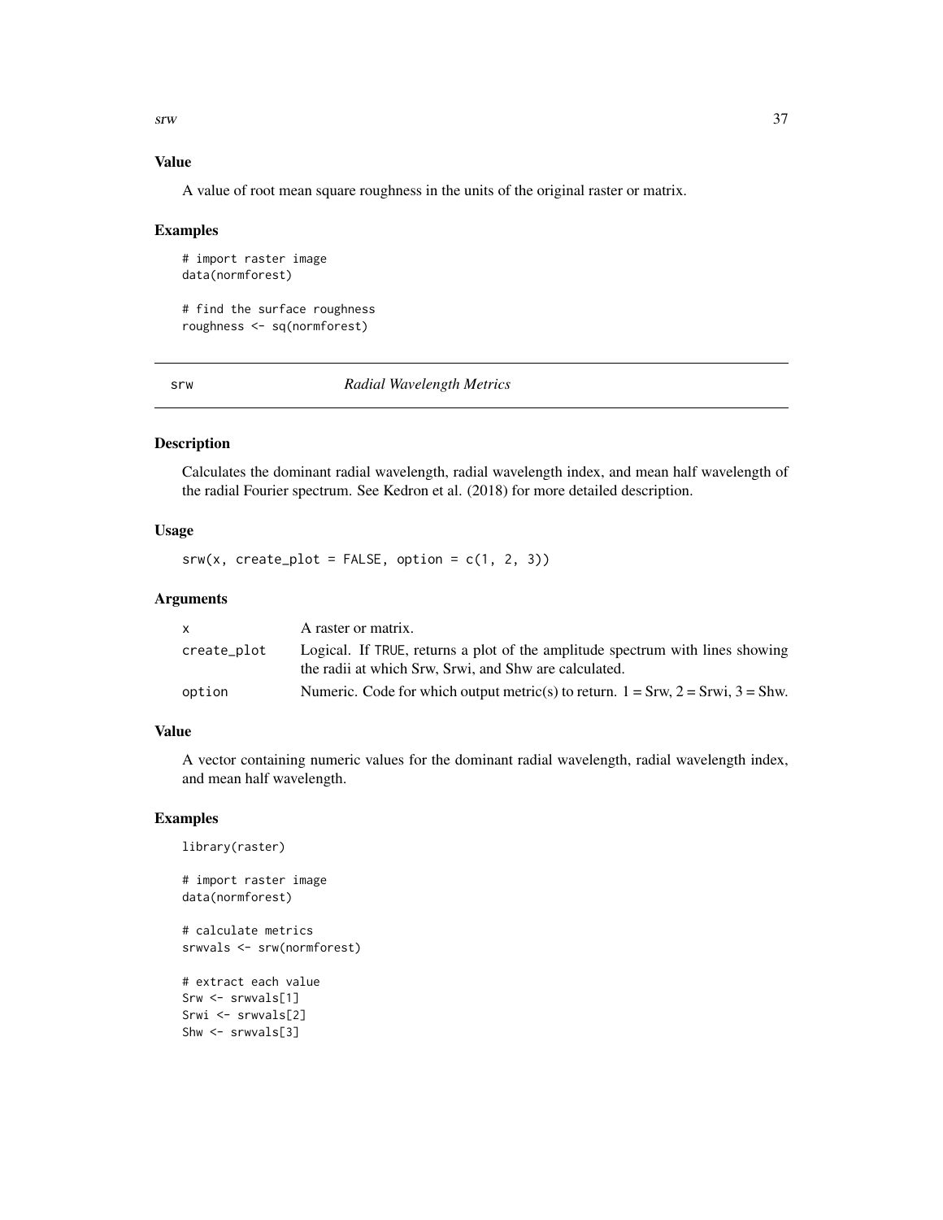## Value

A value of root mean square roughness in the units of the original raster or matrix.

## Examples

```
# import raster image
data(normforest)

# find the surface roughness
roughness <- sq(normforest)
```

# srw — *Radial Wavelength Metrics*

## Description

Calculates the dominant radial wavelength, radial wavelength index, and mean half wavelength of the radial Fourier spectrum. See Kedron et al. (2018) for more detailed description.

## Usage

```
srw(x, create_plot = FALSE, option = c(1, 2, 3))
```

## Arguments

| | |
|---|---|
| x | A raster or matrix. |
| create_plot | Logical. If TRUE, returns a plot of the amplitude spectrum with lines showing the radii at which Srw, Srwi, and Shw are calculated. |
| option | Numeric. Code for which output metric(s) to return. 1 = Srw, 2 = Srwi, 3 = Shw. |

## Value

A vector containing numeric values for the dominant radial wavelength, radial wavelength index, and mean half wavelength.

## Examples

```
library(raster)

# import raster image
data(normforest)

# calculate metrics
srwvals <- srw(normforest)

# extract each value
Srw <- srwvals[1]
Srwi <- srwvals[2]
Shw <- srwvals[3]
```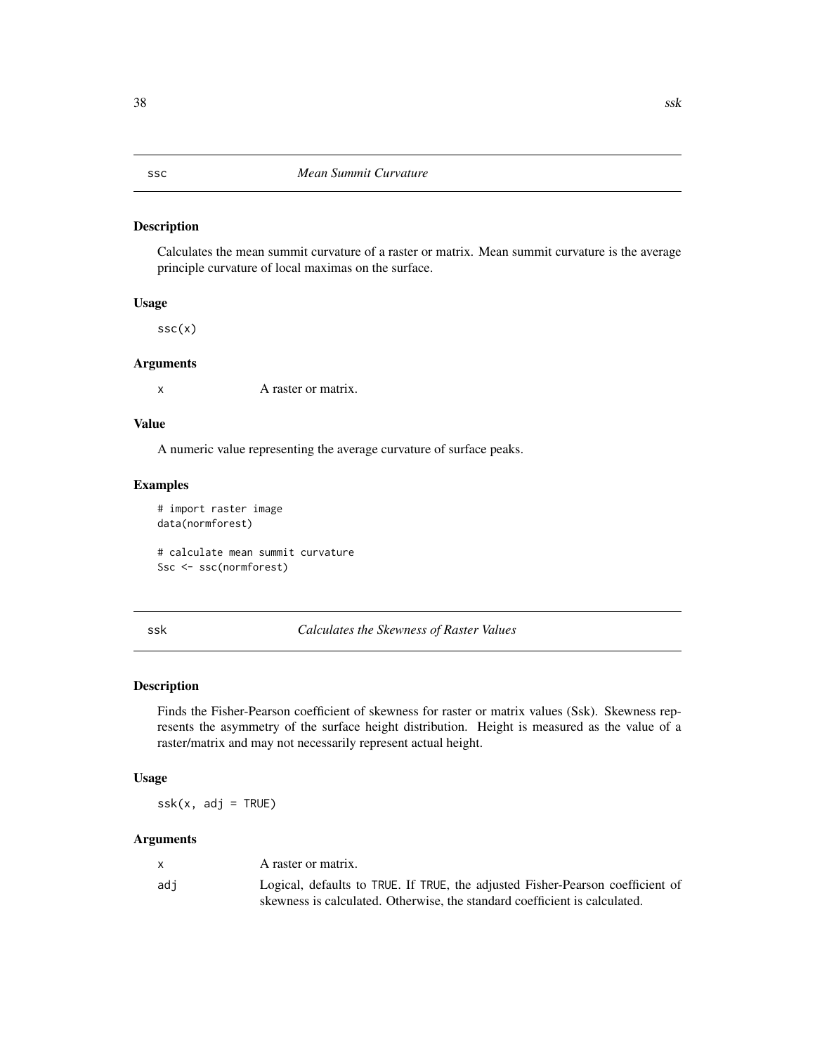## ssc — *Mean Summit Curvature*

### Description

Calculates the mean summit curvature of a raster or matrix. Mean summit curvature is the average principle curvature of local maximas on the surface.

### Usage

```
ssc(x)
```

### Arguments

| | |
|---|---|
| x | A raster or matrix. |

### Value

A numeric value representing the average curvature of surface peaks.

### Examples

```
# import raster image
data(normforest)

# calculate mean summit curvature
Ssc <- ssc(normforest)
```

## ssk — *Calculates the Skewness of Raster Values*

### Description

Finds the Fisher-Pearson coefficient of skewness for raster or matrix values (Ssk). Skewness represents the asymmetry of the surface height distribution. Height is measured as the value of a raster/matrix and may not necessarily represent actual height.

### Usage

```
ssk(x, adj = TRUE)
```

### Arguments

| | |
|---|---|
| x | A raster or matrix. |
| adj | Logical, defaults to TRUE. If TRUE, the adjusted Fisher-Pearson coefficient of skewness is calculated. Otherwise, the standard coefficient is calculated. |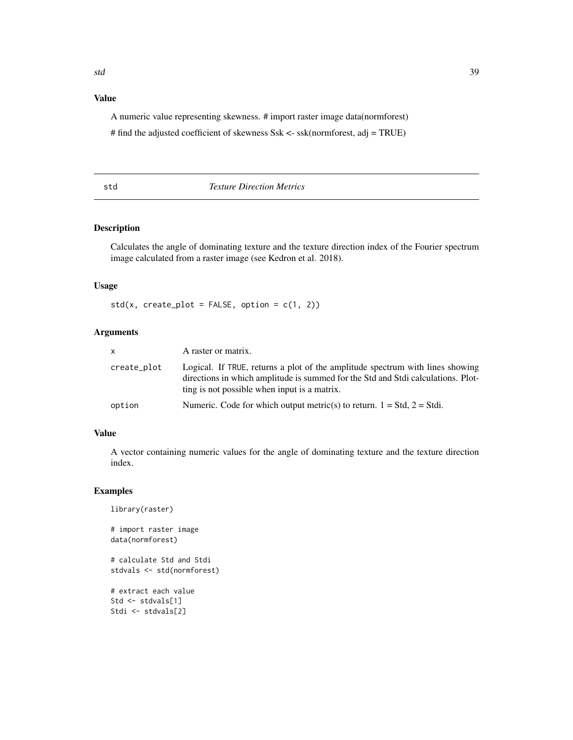## Value

A numeric value representing skewness. # import raster image data(normforest)

# find the adjusted coefficient of skewness Ssk <- ssk(normforest, adj = TRUE)

---

# std — *Texture Direction Metrics*

---

## Description

Calculates the angle of dominating texture and the texture direction index of the Fourier spectrum image calculated from a raster image (see Kedron et al. 2018).

## Usage

```
std(x, create_plot = FALSE, option = c(1, 2))
```

## Arguments

| | |
|---|---|
| x | A raster or matrix. |
| create_plot | Logical. If TRUE, returns a plot of the amplitude spectrum with lines showing directions in which amplitude is summed for the Std and Stdi calculations. Plotting is not possible when input is a matrix. |
| option | Numeric. Code for which output metric(s) to return. 1 = Std, 2 = Stdi. |

## Value

A vector containing numeric values for the angle of dominating texture and the texture direction index.

## Examples

```
library(raster)

# import raster image
data(normforest)

# calculate Std and Stdi
stdvals <- std(normforest)

# extract each value
Std <- stdvals[1]
Stdi <- stdvals[2]
```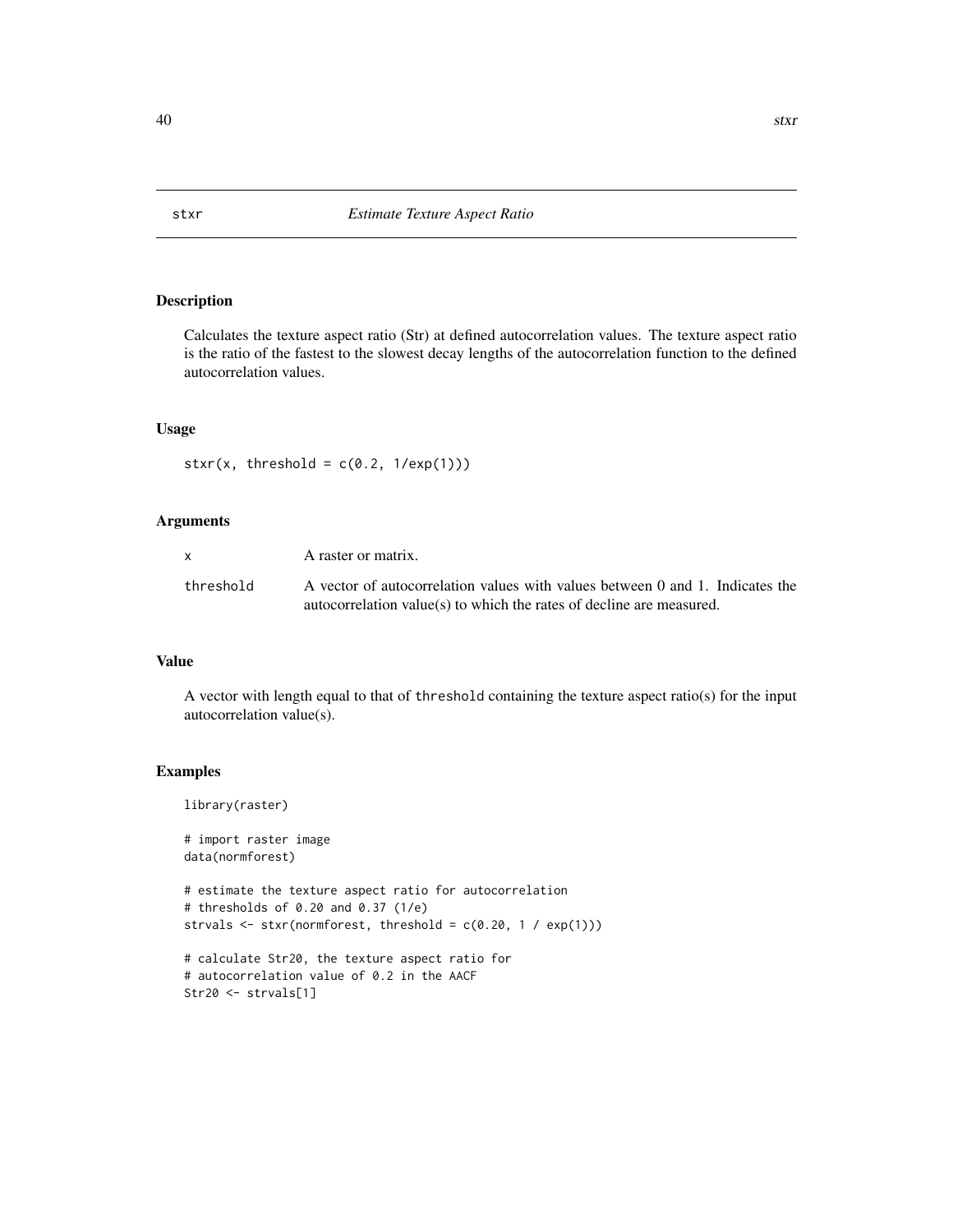# stxr — *Estimate Texture Aspect Ratio*

## Description

Calculates the texture aspect ratio (Str) at defined autocorrelation values. The texture aspect ratio is the ratio of the fastest to the slowest decay lengths of the autocorrelation function to the defined autocorrelation values.

## Usage

```
stxr(x, threshold = c(0.2, 1/exp(1)))
```

## Arguments

| | |
|---|---|
| `x` | A raster or matrix. |
| `threshold` | A vector of autocorrelation values with values between 0 and 1. Indicates the autocorrelation value(s) to which the rates of decline are measured. |

## Value

A vector with length equal to that of `threshold` containing the texture aspect ratio(s) for the input autocorrelation value(s).

## Examples

```
library(raster)

# import raster image
data(normforest)

# estimate the texture aspect ratio for autocorrelation
# thresholds of 0.20 and 0.37 (1/e)
strvals <- stxr(normforest, threshold = c(0.20, 1 / exp(1)))

# calculate Str20, the texture aspect ratio for
# autocorrelation value of 0.2 in the AACF
Str20 <- strvals[1]
```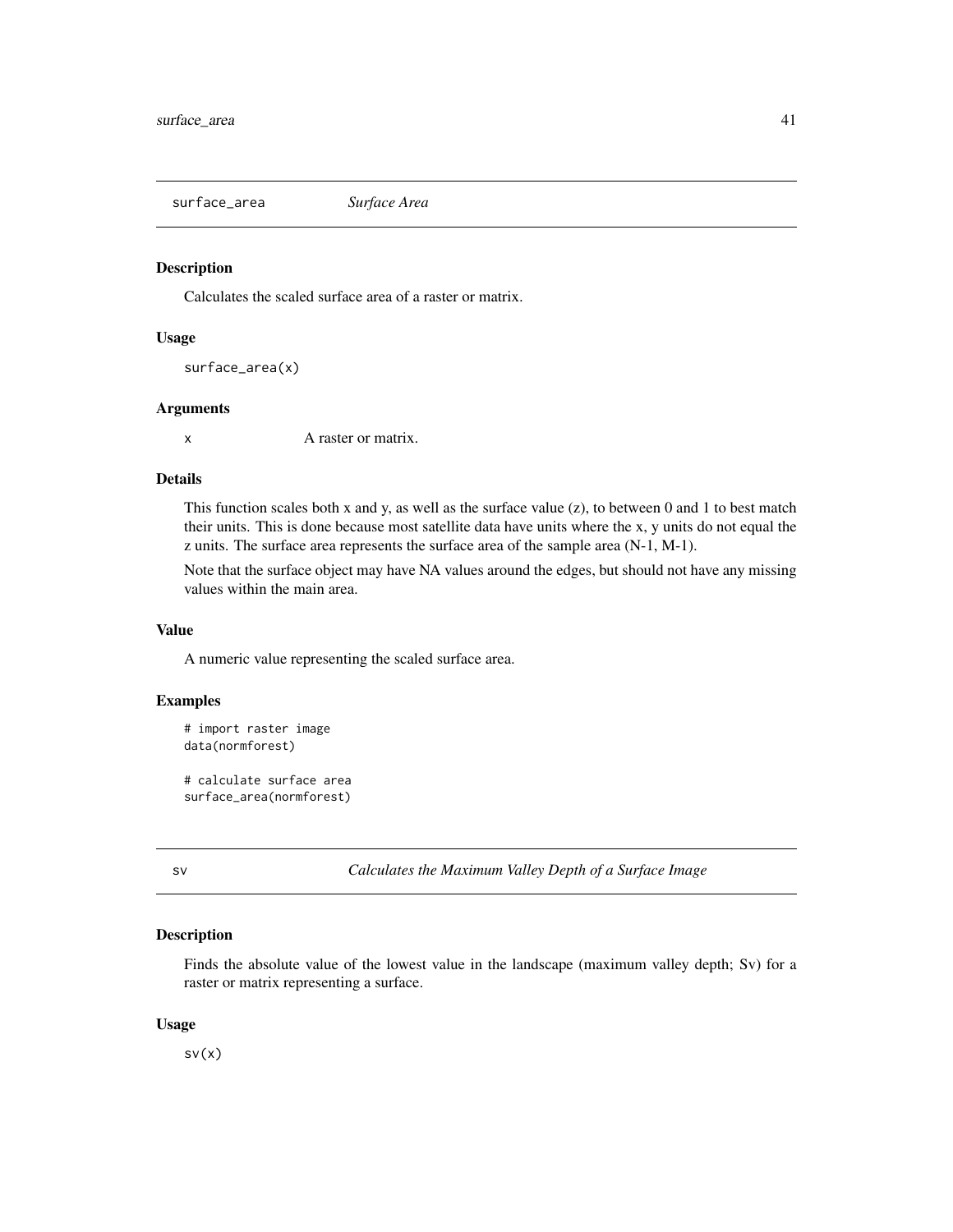## surface_area    *Surface Area*

### Description

Calculates the scaled surface area of a raster or matrix.

### Usage

```
surface_area(x)
```

### Arguments

x    A raster or matrix.

### Details

This function scales both x and y, as well as the surface value (z), to between 0 and 1 to best match their units. This is done because most satellite data have units where the x, y units do not equal the z units. The surface area represents the surface area of the sample area (N-1, M-1).

Note that the surface object may have NA values around the edges, but should not have any missing values within the main area.

### Value

A numeric value representing the scaled surface area.

### Examples

```
# import raster image
data(normforest)

# calculate surface area
surface_area(normforest)
```

## sv    *Calculates the Maximum Valley Depth of a Surface Image*

### Description

Finds the absolute value of the lowest value in the landscape (maximum valley depth; Sv) for a raster or matrix representing a surface.

### Usage

```
sv(x)
```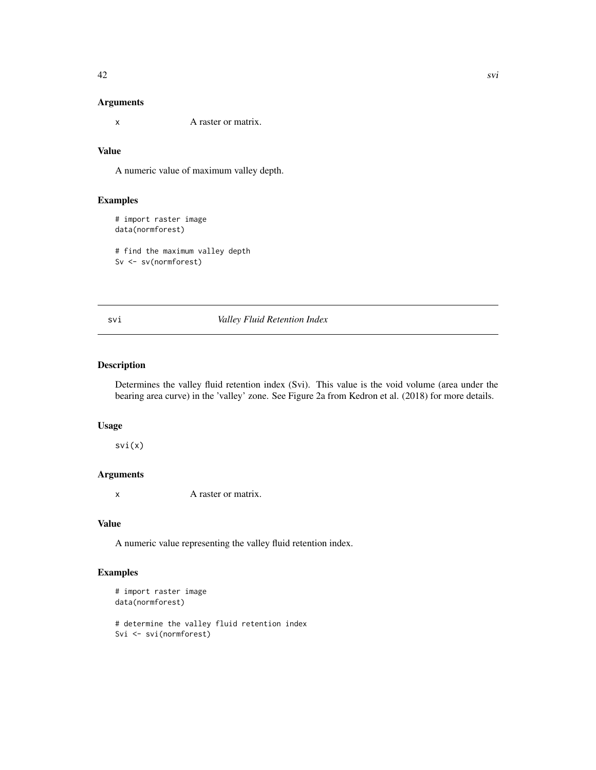### Arguments

`x` A raster or matrix.

### Value

A numeric value of maximum valley depth.

### Examples

```
# import raster image
data(normforest)

# find the maximum valley depth
Sv <- sv(normforest)
```

---

## svi *Valley Fluid Retention Index*

---

### Description

Determines the valley fluid retention index (Svi). This value is the void volume (area under the bearing area curve) in the 'valley' zone. See Figure 2a from Kedron et al. (2018) for more details.

### Usage

```
svi(x)
```

### Arguments

`x` A raster or matrix.

### Value

A numeric value representing the valley fluid retention index.

### Examples

```
# import raster image
data(normforest)

# determine the valley fluid retention index
Svi <- svi(normforest)
```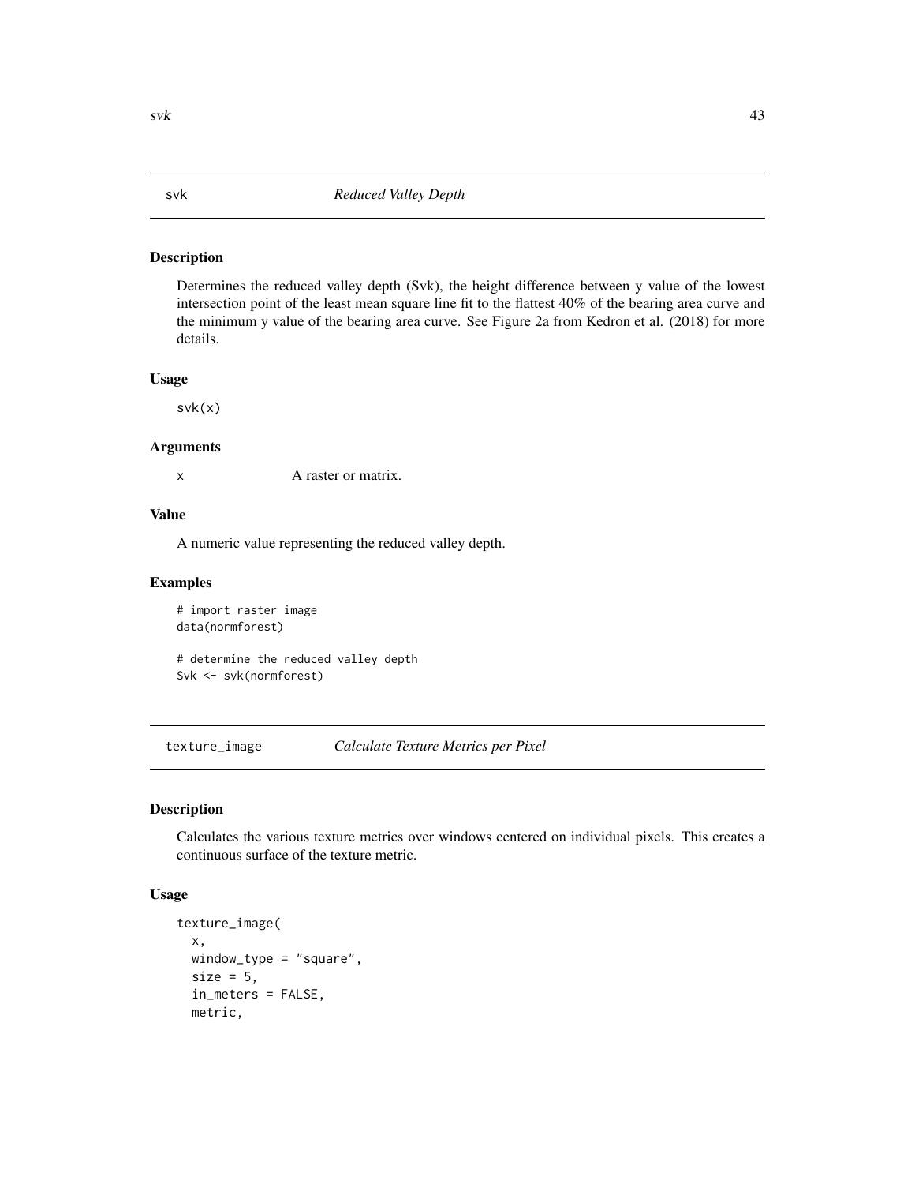## svk — *Reduced Valley Depth*

### Description

Determines the reduced valley depth (Svk), the height difference between y value of the lowest intersection point of the least mean square line fit to the flattest 40% of the bearing area curve and the minimum y value of the bearing area curve. See Figure 2a from Kedron et al. (2018) for more details.

### Usage

```
svk(x)
```

### Arguments

| | |
|---|---|
| x | A raster or matrix. |

### Value

A numeric value representing the reduced valley depth.

### Examples

```
# import raster image
data(normforest)

# determine the reduced valley depth
Svk <- svk(normforest)
```

## texture_image — *Calculate Texture Metrics per Pixel*

### Description

Calculates the various texture metrics over windows centered on individual pixels. This creates a continuous surface of the texture metric.

### Usage

```
texture_image(
  x,
  window_type = "square",
  size = 5,
  in_meters = FALSE,
  metric,
```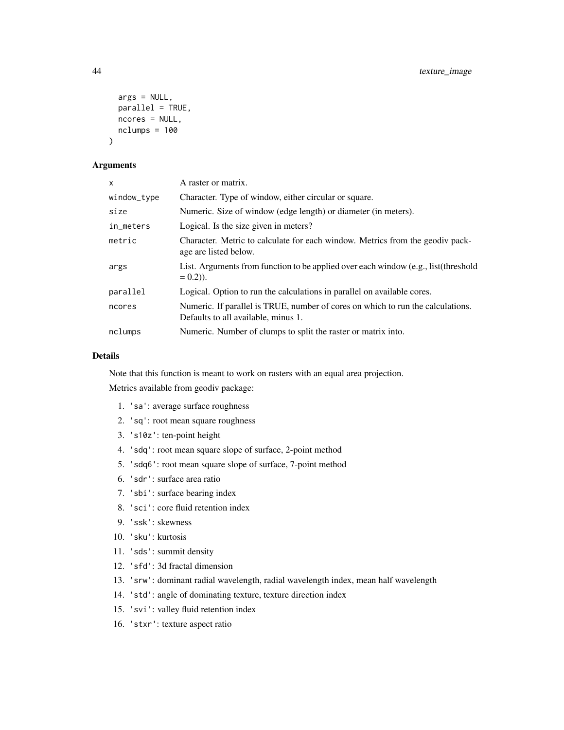```
  args = NULL,
  parallel = TRUE,
  ncores = NULL,
  nclumps = 100
)
```

### Arguments

| | |
|---|---|
| `x` | A raster or matrix. |
| `window_type` | Character. Type of window, either circular or square. |
| `size` | Numeric. Size of window (edge length) or diameter (in meters). |
| `in_meters` | Logical. Is the size given in meters? |
| `metric` | Character. Metric to calculate for each window. Metrics from the geodiv package are listed below. |
| `args` | List. Arguments from function to be applied over each window (e.g., list(threshold = 0.2)). |
| `parallel` | Logical. Option to run the calculations in parallel on available cores. |
| `ncores` | Numeric. If parallel is TRUE, number of cores on which to run the calculations. Defaults to all available, minus 1. |
| `nclumps` | Numeric. Number of clumps to split the raster or matrix into. |

### Details

Note that this function is meant to work on rasters with an equal area projection.

Metrics available from geodiv package:

1. `'sa'`: average surface roughness
2. `'sq'`: root mean square roughness
3. `'s10z'`: ten-point height
4. `'sdq'`: root mean square slope of surface, 2-point method
5. `'sdq6'`: root mean square slope of surface, 7-point method
6. `'sdr'`: surface area ratio
7. `'sbi'`: surface bearing index
8. `'sci'`: core fluid retention index
9. `'ssk'`: skewness
10. `'sku'`: kurtosis
11. `'sds'`: summit density
12. `'sfd'`: 3d fractal dimension
13. `'srw'`: dominant radial wavelength, radial wavelength index, mean half wavelength
14. `'std'`: angle of dominating texture, texture direction index
15. `'svi'`: valley fluid retention index
16. `'stxr'`: texture aspect ratio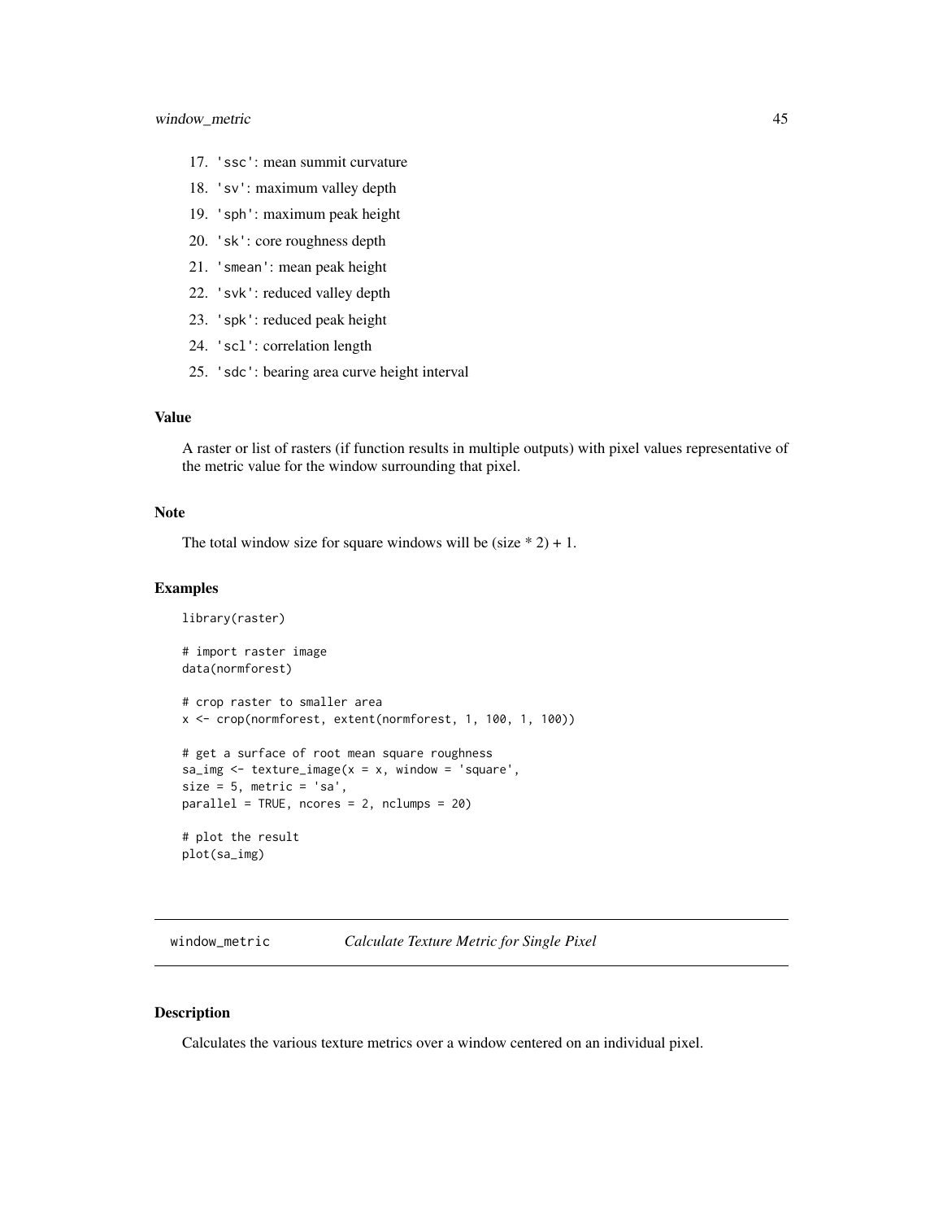17. 'ssc': mean summit curvature
18. 'sv': maximum valley depth
19. 'sph': maximum peak height
20. 'sk': core roughness depth
21. 'smean': mean peak height
22. 'svk': reduced valley depth
23. 'spk': reduced peak height
24. 'scl': correlation length
25. 'sdc': bearing area curve height interval

### Value

A raster or list of rasters (if function results in multiple outputs) with pixel values representative of the metric value for the window surrounding that pixel.

### Note

The total window size for square windows will be (size * 2) + 1.

### Examples

```
library(raster)

# import raster image
data(normforest)

# crop raster to smaller area
x <- crop(normforest, extent(normforest, 1, 100, 1, 100))

# get a surface of root mean square roughness
sa_img <- texture_image(x = x, window = 'square',
size = 5, metric = 'sa',
parallel = TRUE, ncores = 2, nclumps = 20)

# plot the result
plot(sa_img)
```

---

## window_metric *Calculate Texture Metric for Single Pixel*

---

### Description

Calculates the various texture metrics over a window centered on an individual pixel.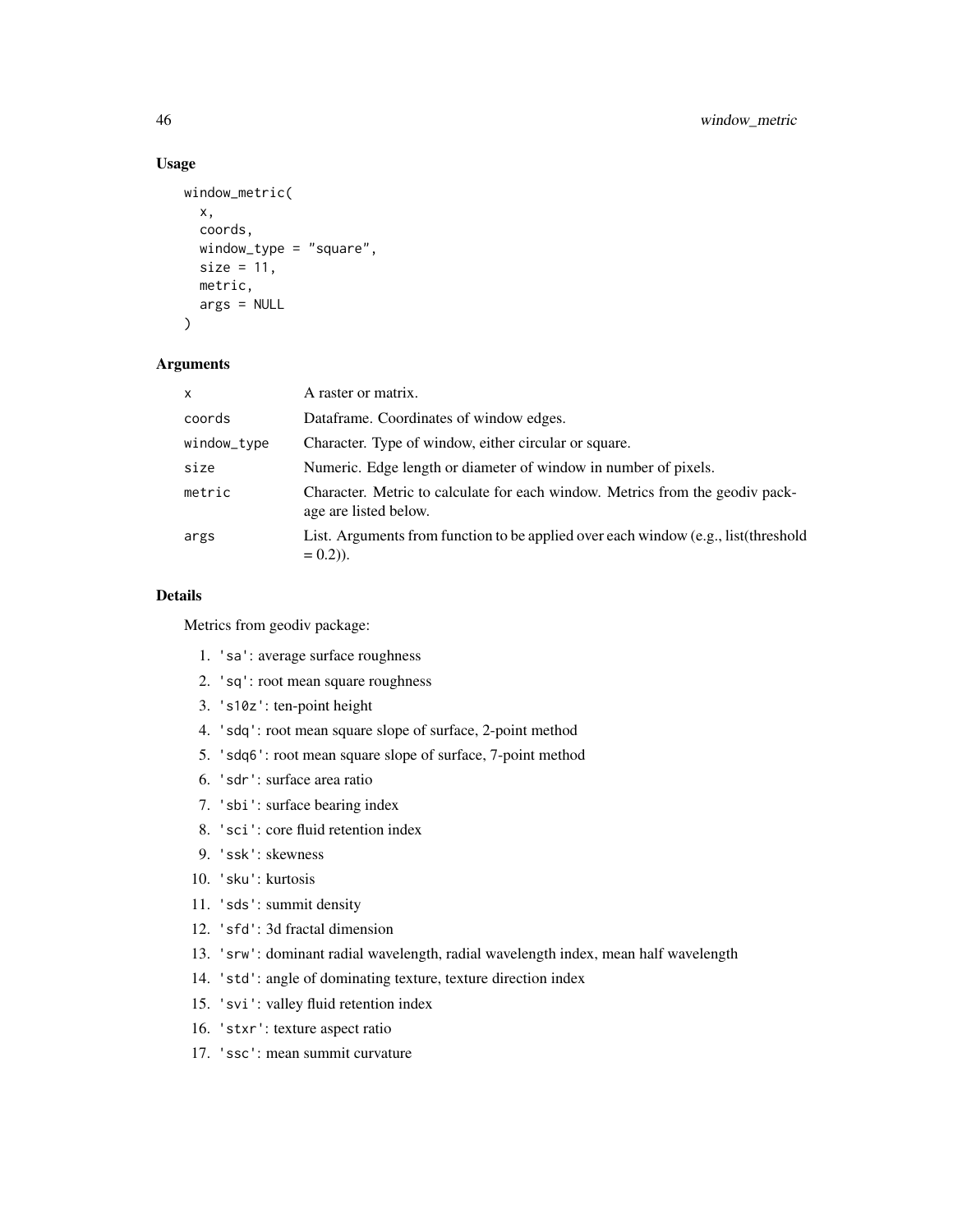### Usage

```
window_metric(
  x,
  coords,
  window_type = "square",
  size = 11,
  metric,
  args = NULL
)
```

### Arguments

| | |
|---|---|
| x | A raster or matrix. |
| coords | Dataframe. Coordinates of window edges. |
| window_type | Character. Type of window, either circular or square. |
| size | Numeric. Edge length or diameter of window in number of pixels. |
| metric | Character. Metric to calculate for each window. Metrics from the geodiv package are listed below. |
| args | List. Arguments from function to be applied over each window (e.g., list(threshold = 0.2)). |

### Details

Metrics from geodiv package:

1. 'sa': average surface roughness
2. 'sq': root mean square roughness
3. 's10z': ten-point height
4. 'sdq': root mean square slope of surface, 2-point method
5. 'sdq6': root mean square slope of surface, 7-point method
6. 'sdr': surface area ratio
7. 'sbi': surface bearing index
8. 'sci': core fluid retention index
9. 'ssk': skewness
10. 'sku': kurtosis
11. 'sds': summit density
12. 'sfd': 3d fractal dimension
13. 'srw': dominant radial wavelength, radial wavelength index, mean half wavelength
14. 'std': angle of dominating texture, texture direction index
15. 'svi': valley fluid retention index
16. 'stxr': texture aspect ratio
17. 'ssc': mean summit curvature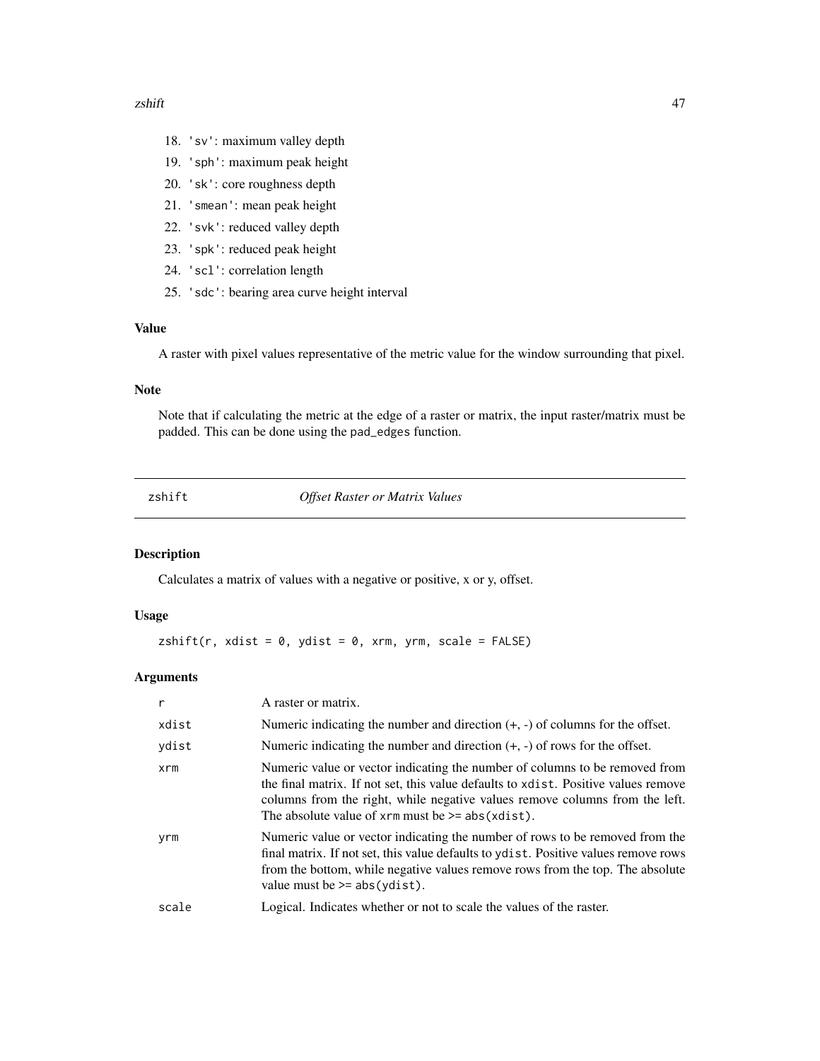18. 'sv': maximum valley depth
19. 'sph': maximum peak height
20. 'sk': core roughness depth
21. 'smean': mean peak height
22. 'svk': reduced valley depth
23. 'spk': reduced peak height
24. 'scl': correlation length
25. 'sdc': bearing area curve height interval

### Value

A raster with pixel values representative of the metric value for the window surrounding that pixel.

### Note

Note that if calculating the metric at the edge of a raster or matrix, the input raster/matrix must be padded. This can be done using the `pad_edges` function.

---

## zshift    *Offset Raster or Matrix Values*

---

### Description

Calculates a matrix of values with a negative or positive, x or y, offset.

### Usage

```
zshift(r, xdist = 0, ydist = 0, xrm, yrm, scale = FALSE)
```

### Arguments

| | |
|---|---|
| r | A raster or matrix. |
| xdist | Numeric indicating the number and direction (+, -) of columns for the offset. |
| ydist | Numeric indicating the number and direction (+, -) of rows for the offset. |
| xrm | Numeric value or vector indicating the number of columns to be removed from the final matrix. If not set, this value defaults to `xdist`. Positive values remove columns from the right, while negative values remove columns from the left. The absolute value of `xrm` must be >= `abs(xdist)`. |
| yrm | Numeric value or vector indicating the number of rows to be removed from the final matrix. If not set, this value defaults to `ydist`. Positive values remove rows from the bottom, while negative values remove rows from the top. The absolute value must be >= `abs(ydist)`. |
| scale | Logical. Indicates whether or not to scale the values of the raster. |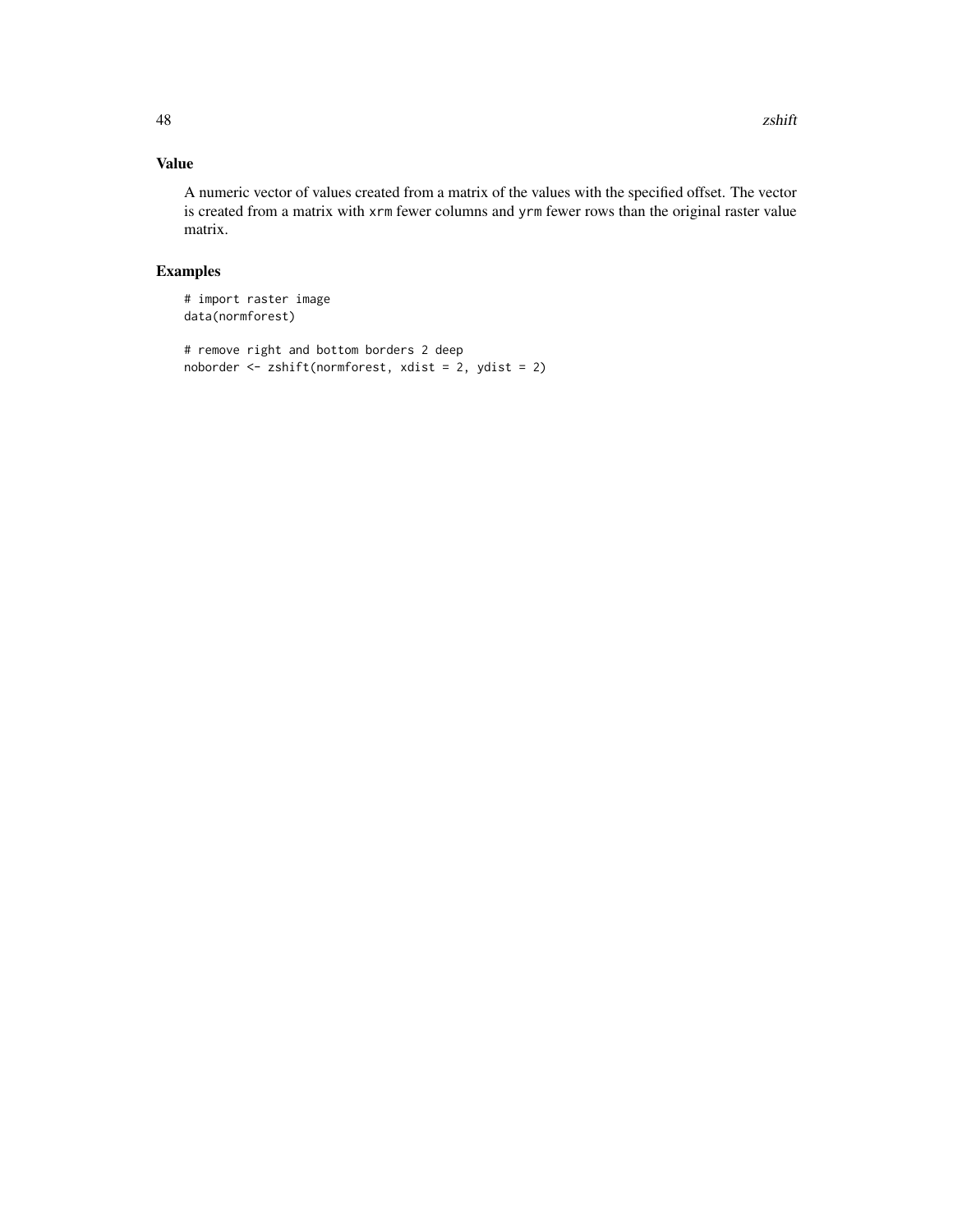## Value

A numeric vector of values created from a matrix of the values with the specified offset. The vector is created from a matrix with `xrm` fewer columns and `yrm` fewer rows than the original raster value matrix.

## Examples

```
# import raster image
data(normforest)

# remove right and bottom borders 2 deep
noborder <- zshift(normforest, xdist = 2, ydist = 2)
```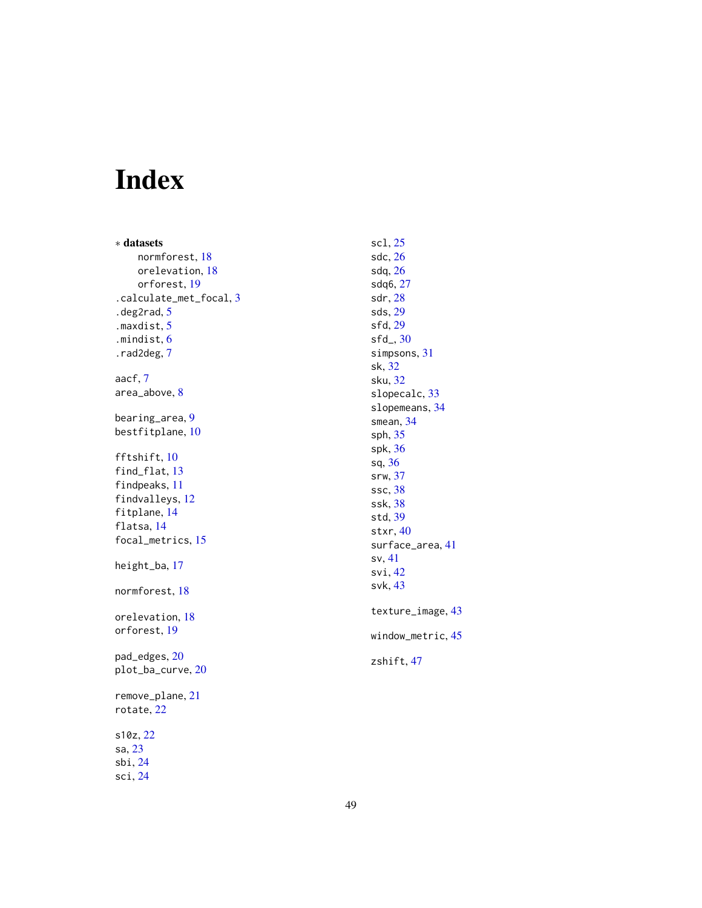# Index

∗ **datasets**
  normforest, 18
  orelevation, 18
  orforest, 19

.calculate_met_focal, 3
.deg2rad, 5
.maxdist, 5
.mindist, 6
.rad2deg, 7

aacf, 7
area_above, 8

bearing_area, 9
bestfitplane, 10

fftshift, 10
find_flat, 13
findpeaks, 11
findvalleys, 12
fitplane, 14
flatsa, 14
focal_metrics, 15

height_ba, 17

normforest, 18

orelevation, 18
orforest, 19

pad_edges, 20
plot_ba_curve, 20

remove_plane, 21
rotate, 22

s10z, 22
sa, 23
sbi, 24
sci, 24
scl, 25
sdc, 26
sdq, 26
sdq6, 27
sdr, 28
sds, 29
sfd, 29
sfd_, 30
simpsons, 31
sk, 32
sku, 32
slopecalc, 33
slopemeans, 34
smean, 34
sph, 35
spk, 36
sq, 36
srw, 37
ssc, 38
ssk, 38
std, 39
stxr, 40
surface_area, 41
sv, 41
svi, 42
svk, 43

texture_image, 43

window_metric, 45

zshift, 47